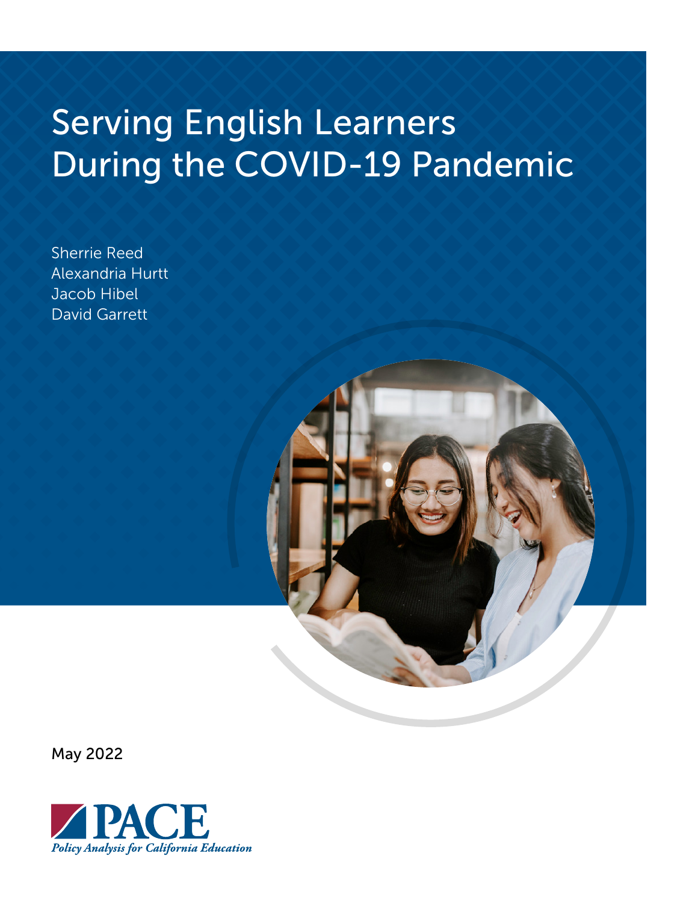# Serving English Learners During the COVID-19 Pandemic

Sherrie Reed
Alexandria Hurtt
Jacob Hibel
David Garrett

May 2022

PACE
*Policy Analysis for California Education*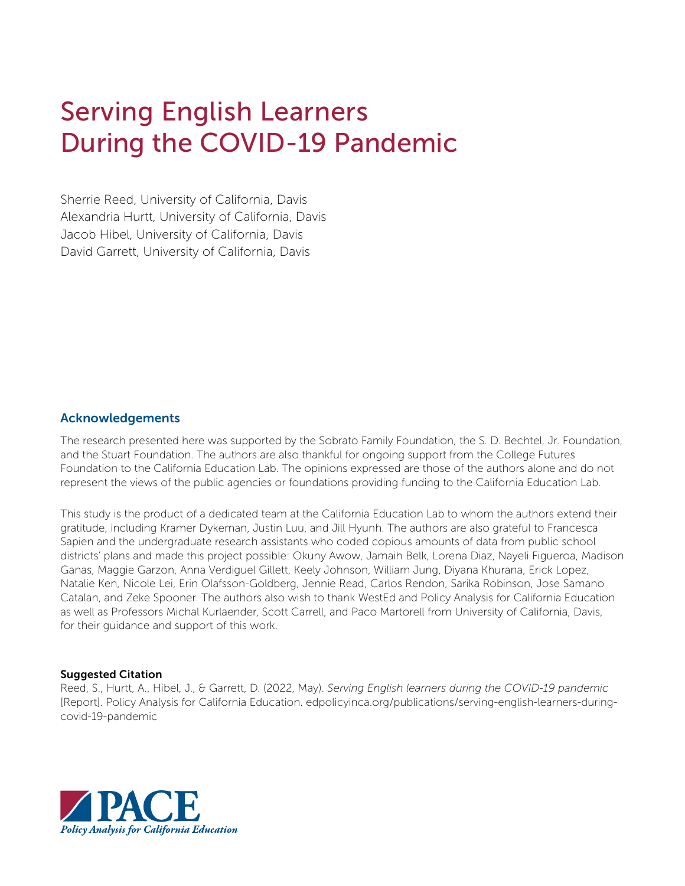# Serving English Learners During the COVID-19 Pandemic

Sherrie Reed, University of California, Davis
Alexandria Hurtt, University of California, Davis
Jacob Hibel, University of California, Davis
David Garrett, University of California, Davis

## Acknowledgements

The research presented here was supported by the Sobrato Family Foundation, the S. D. Bechtel, Jr. Foundation, and the Stuart Foundation. The authors are also thankful for ongoing support from the College Futures Foundation to the California Education Lab. The opinions expressed are those of the authors alone and do not represent the views of the public agencies or foundations providing funding to the California Education Lab.

This study is the product of a dedicated team at the California Education Lab to whom the authors extend their gratitude, including Kramer Dykeman, Justin Luu, and Jill Hyunh. The authors are also grateful to Francesca Sapien and the undergraduate research assistants who coded copious amounts of data from public school districts' plans and made this project possible: Okuny Awow, Jamaih Belk, Lorena Diaz, Nayeli Figueroa, Madison Ganas, Maggie Garzon, Anna Verdiguel Gillett, Keely Johnson, William Jung, Diyana Khurana, Erick Lopez, Natalie Ken, Nicole Lei, Erin Olafsson-Goldberg, Jennie Read, Carlos Rendon, Sarika Robinson, Jose Samano Catalan, and Zeke Spooner. The authors also wish to thank WestEd and Policy Analysis for California Education as well as Professors Michal Kurlaender, Scott Carrell, and Paco Martorell from University of California, Davis, for their guidance and support of this work.

**Suggested Citation**

Reed, S., Hurtt, A., Hibel, J., & Garrett, D. (2022, May). *Serving English learners during the COVID-19 pandemic* [Report]. Policy Analysis for California Education. edpolicyinca.org/publications/serving-english-learners-during-covid-19-pandemic

PACE
*Policy Analysis for California Education*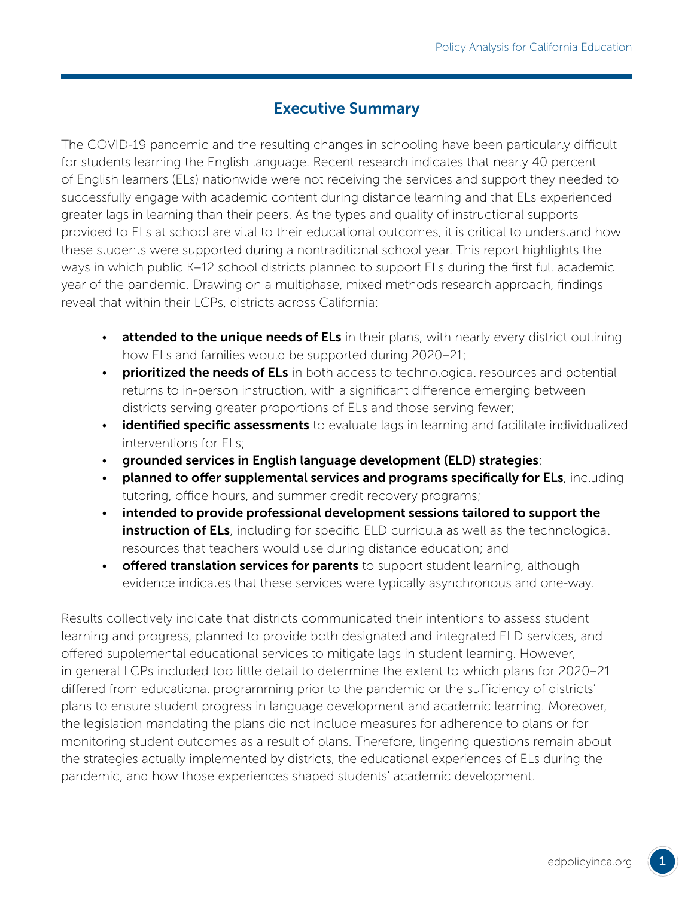## Executive Summary

The COVID-19 pandemic and the resulting changes in schooling have been particularly difficult for students learning the English language. Recent research indicates that nearly 40 percent of English learners (ELs) nationwide were not receiving the services and support they needed to successfully engage with academic content during distance learning and that ELs experienced greater lags in learning than their peers. As the types and quality of instructional supports provided to ELs at school are vital to their educational outcomes, it is critical to understand how these students were supported during a nontraditional school year. This report highlights the ways in which public K–12 school districts planned to support ELs during the first full academic year of the pandemic. Drawing on a multiphase, mixed methods research approach, findings reveal that within their LCPs, districts across California:

- **attended to the unique needs of ELs** in their plans, with nearly every district outlining how ELs and families would be supported during 2020–21;
- **prioritized the needs of ELs** in both access to technological resources and potential returns to in-person instruction, with a significant difference emerging between districts serving greater proportions of ELs and those serving fewer;
- **identified specific assessments** to evaluate lags in learning and facilitate individualized interventions for ELs;
- **grounded services in English language development (ELD) strategies**;
- **planned to offer supplemental services and programs specifically for ELs**, including tutoring, office hours, and summer credit recovery programs;
- **intended to provide professional development sessions tailored to support the instruction of ELs**, including for specific ELD curricula as well as the technological resources that teachers would use during distance education; and
- **offered translation services for parents** to support student learning, although evidence indicates that these services were typically asynchronous and one-way.

Results collectively indicate that districts communicated their intentions to assess student learning and progress, planned to provide both designated and integrated ELD services, and offered supplemental educational services to mitigate lags in student learning. However, in general LCPs included too little detail to determine the extent to which plans for 2020–21 differed from educational programming prior to the pandemic or the sufficiency of districts' plans to ensure student progress in language development and academic learning. Moreover, the legislation mandating the plans did not include measures for adherence to plans or for monitoring student outcomes as a result of plans. Therefore, lingering questions remain about the strategies actually implemented by districts, the educational experiences of ELs during the pandemic, and how those experiences shaped students' academic development.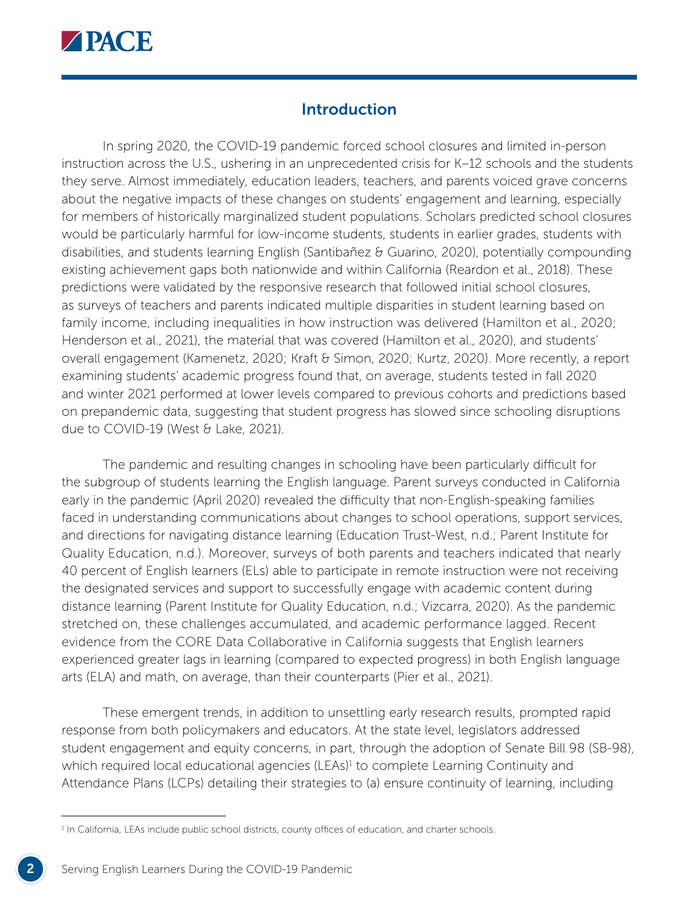## Introduction

In spring 2020, the COVID-19 pandemic forced school closures and limited in-person instruction across the U.S., ushering in an unprecedented crisis for K–12 schools and the students they serve. Almost immediately, education leaders, teachers, and parents voiced grave concerns about the negative impacts of these changes on students' engagement and learning, especially for members of historically marginalized student populations. Scholars predicted school closures would be particularly harmful for low-income students, students in earlier grades, students with disabilities, and students learning English (Santibañez & Guarino, 2020), potentially compounding existing achievement gaps both nationwide and within California (Reardon et al., 2018). These predictions were validated by the responsive research that followed initial school closures, as surveys of teachers and parents indicated multiple disparities in student learning based on family income, including inequalities in how instruction was delivered (Hamilton et al., 2020; Henderson et al., 2021), the material that was covered (Hamilton et al., 2020), and students' overall engagement (Kamenetz, 2020; Kraft & Simon, 2020; Kurtz, 2020). More recently, a report examining students' academic progress found that, on average, students tested in fall 2020 and winter 2021 performed at lower levels compared to previous cohorts and predictions based on prepandemic data, suggesting that student progress has slowed since schooling disruptions due to COVID-19 (West & Lake, 2021).

The pandemic and resulting changes in schooling have been particularly difficult for the subgroup of students learning the English language. Parent surveys conducted in California early in the pandemic (April 2020) revealed the difficulty that non-English-speaking families faced in understanding communications about changes to school operations, support services, and directions for navigating distance learning (Education Trust-West, n.d.; Parent Institute for Quality Education, n.d.). Moreover, surveys of both parents and teachers indicated that nearly 40 percent of English learners (ELs) able to participate in remote instruction were not receiving the designated services and support to successfully engage with academic content during distance learning (Parent Institute for Quality Education, n.d.; Vizcarra, 2020). As the pandemic stretched on, these challenges accumulated, and academic performance lagged. Recent evidence from the CORE Data Collaborative in California suggests that English learners experienced greater lags in learning (compared to expected progress) in both English language arts (ELA) and math, on average, than their counterparts (Pier et al., 2021).

These emergent trends, in addition to unsettling early research results, prompted rapid response from both policymakers and educators. At the state level, legislators addressed student engagement and equity concerns, in part, through the adoption of Senate Bill 98 (SB-98), which required local educational agencies (LEAs)[1] to complete Learning Continuity and Attendance Plans (LCPs) detailing their strategies to (a) ensure continuity of learning, including

[1] In California, LEAs include public school districts, county offices of education, and charter schools.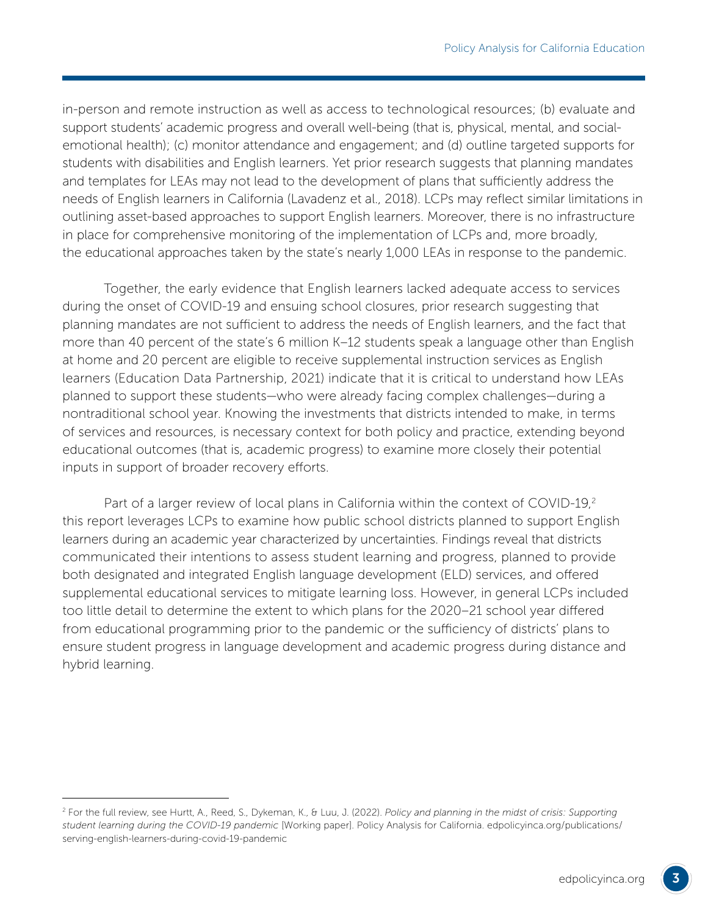in-person and remote instruction as well as access to technological resources; (b) evaluate and support students' academic progress and overall well-being (that is, physical, mental, and social-emotional health); (c) monitor attendance and engagement; and (d) outline targeted supports for students with disabilities and English learners. Yet prior research suggests that planning mandates and templates for LEAs may not lead to the development of plans that sufficiently address the needs of English learners in California (Lavadenz et al., 2018). LCPs may reflect similar limitations in outlining asset-based approaches to support English learners. Moreover, there is no infrastructure in place for comprehensive monitoring of the implementation of LCPs and, more broadly, the educational approaches taken by the state's nearly 1,000 LEAs in response to the pandemic.

Together, the early evidence that English learners lacked adequate access to services during the onset of COVID-19 and ensuing school closures, prior research suggesting that planning mandates are not sufficient to address the needs of English learners, and the fact that more than 40 percent of the state's 6 million K–12 students speak a language other than English at home and 20 percent are eligible to receive supplemental instruction services as English learners (Education Data Partnership, 2021) indicate that it is critical to understand how LEAs planned to support these students—who were already facing complex challenges—during a nontraditional school year. Knowing the investments that districts intended to make, in terms of services and resources, is necessary context for both policy and practice, extending beyond educational outcomes (that is, academic progress) to examine more closely their potential inputs in support of broader recovery efforts.

Part of a larger review of local plans in California within the context of COVID-19,[2] this report leverages LCPs to examine how public school districts planned to support English learners during an academic year characterized by uncertainties. Findings reveal that districts communicated their intentions to assess student learning and progress, planned to provide both designated and integrated English language development (ELD) services, and offered supplemental educational services to mitigate learning loss. However, in general LCPs included too little detail to determine the extent to which plans for the 2020–21 school year differed from educational programming prior to the pandemic or the sufficiency of districts' plans to ensure student progress in language development and academic progress during distance and hybrid learning.

[2] For the full review, see Hurtt, A., Reed, S., Dykeman, K., & Luu, J. (2022). *Policy and planning in the midst of crisis: Supporting student learning during the COVID-19 pandemic* [Working paper]. Policy Analysis for California. edpolicyinca.org/publications/serving-english-learners-during-covid-19-pandemic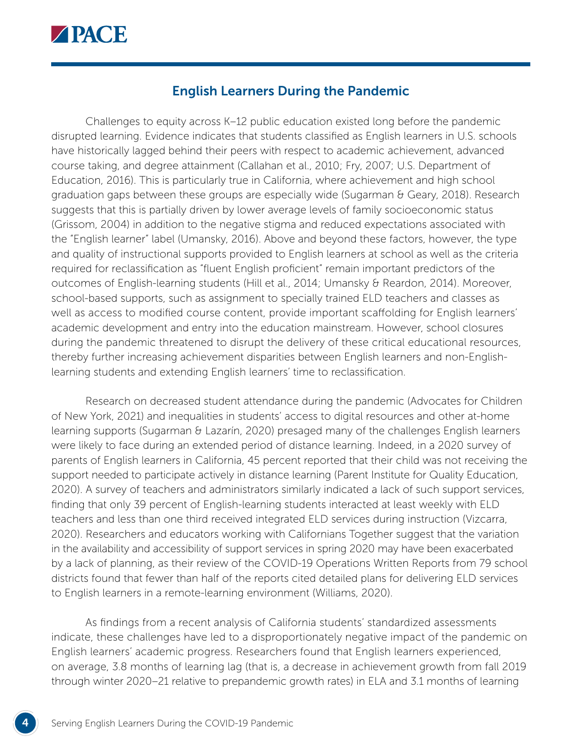## English Learners During the Pandemic

Challenges to equity across K–12 public education existed long before the pandemic disrupted learning. Evidence indicates that students classified as English learners in U.S. schools have historically lagged behind their peers with respect to academic achievement, advanced course taking, and degree attainment (Callahan et al., 2010; Fry, 2007; U.S. Department of Education, 2016). This is particularly true in California, where achievement and high school graduation gaps between these groups are especially wide (Sugarman & Geary, 2018). Research suggests that this is partially driven by lower average levels of family socioeconomic status (Grissom, 2004) in addition to the negative stigma and reduced expectations associated with the "English learner" label (Umansky, 2016). Above and beyond these factors, however, the type and quality of instructional supports provided to English learners at school as well as the criteria required for reclassification as "fluent English proficient" remain important predictors of the outcomes of English-learning students (Hill et al., 2014; Umansky & Reardon, 2014). Moreover, school-based supports, such as assignment to specially trained ELD teachers and classes as well as access to modified course content, provide important scaffolding for English learners' academic development and entry into the education mainstream. However, school closures during the pandemic threatened to disrupt the delivery of these critical educational resources, thereby further increasing achievement disparities between English learners and non-English-learning students and extending English learners' time to reclassification.

Research on decreased student attendance during the pandemic (Advocates for Children of New York, 2021) and inequalities in students' access to digital resources and other at-home learning supports (Sugarman & Lazarín, 2020) presaged many of the challenges English learners were likely to face during an extended period of distance learning. Indeed, in a 2020 survey of parents of English learners in California, 45 percent reported that their child was not receiving the support needed to participate actively in distance learning (Parent Institute for Quality Education, 2020). A survey of teachers and administrators similarly indicated a lack of such support services, finding that only 39 percent of English-learning students interacted at least weekly with ELD teachers and less than one third received integrated ELD services during instruction (Vizcarra, 2020). Researchers and educators working with Californians Together suggest that the variation in the availability and accessibility of support services in spring 2020 may have been exacerbated by a lack of planning, as their review of the COVID-19 Operations Written Reports from 79 school districts found that fewer than half of the reports cited detailed plans for delivering ELD services to English learners in a remote-learning environment (Williams, 2020).

As findings from a recent analysis of California students' standardized assessments indicate, these challenges have led to a disproportionately negative impact of the pandemic on English learners' academic progress. Researchers found that English learners experienced, on average, 3.8 months of learning lag (that is, a decrease in achievement growth from fall 2019 through winter 2020–21 relative to prepandemic growth rates) in ELA and 3.1 months of learning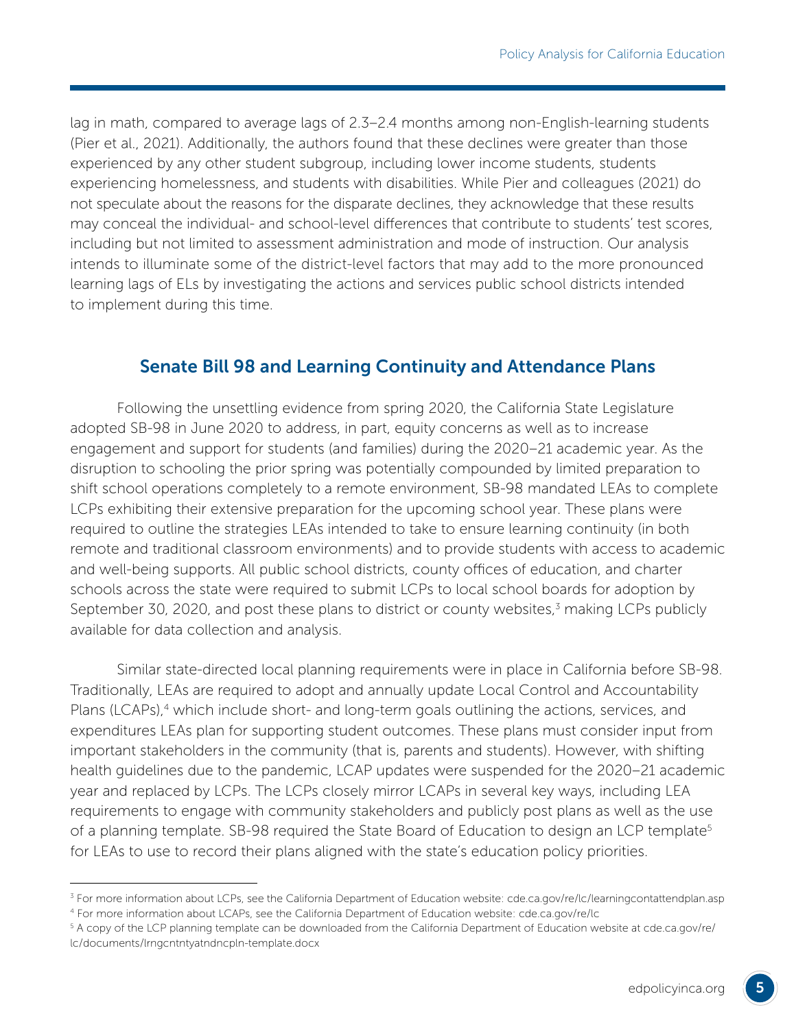lag in math, compared to average lags of 2.3–2.4 months among non-English-learning students (Pier et al., 2021). Additionally, the authors found that these declines were greater than those experienced by any other student subgroup, including lower income students, students experiencing homelessness, and students with disabilities. While Pier and colleagues (2021) do not speculate about the reasons for the disparate declines, they acknowledge that these results may conceal the individual- and school-level differences that contribute to students' test scores, including but not limited to assessment administration and mode of instruction. Our analysis intends to illuminate some of the district-level factors that may add to the more pronounced learning lags of ELs by investigating the actions and services public school districts intended to implement during this time.

## Senate Bill 98 and Learning Continuity and Attendance Plans

Following the unsettling evidence from spring 2020, the California State Legislature adopted SB-98 in June 2020 to address, in part, equity concerns as well as to increase engagement and support for students (and families) during the 2020–21 academic year. As the disruption to schooling the prior spring was potentially compounded by limited preparation to shift school operations completely to a remote environment, SB-98 mandated LEAs to complete LCPs exhibiting their extensive preparation for the upcoming school year. These plans were required to outline the strategies LEAs intended to take to ensure learning continuity (in both remote and traditional classroom environments) and to provide students with access to academic and well-being supports. All public school districts, county offices of education, and charter schools across the state were required to submit LCPs to local school boards for adoption by September 30, 2020, and post these plans to district or county websites,[3] making LCPs publicly available for data collection and analysis.

Similar state-directed local planning requirements were in place in California before SB-98. Traditionally, LEAs are required to adopt and annually update Local Control and Accountability Plans (LCAPs),[4] which include short- and long-term goals outlining the actions, services, and expenditures LEAs plan for supporting student outcomes. These plans must consider input from important stakeholders in the community (that is, parents and students). However, with shifting health guidelines due to the pandemic, LCAP updates were suspended for the 2020–21 academic year and replaced by LCPs. The LCPs closely mirror LCAPs in several key ways, including LEA requirements to engage with community stakeholders and publicly post plans as well as the use of a planning template. SB-98 required the State Board of Education to design an LCP template[5] for LEAs to use to record their plans aligned with the state's education policy priorities.

---

[3] For more information about LCPs, see the California Department of Education website: cde.ca.gov/re/lc/learningcontattendplan.asp

[4] For more information about LCAPs, see the California Department of Education website: cde.ca.gov/re/lc

[5] A copy of the LCP planning template can be downloaded from the California Department of Education website at cde.ca.gov/re/lc/documents/lrngcntntyatndncpln-template.docx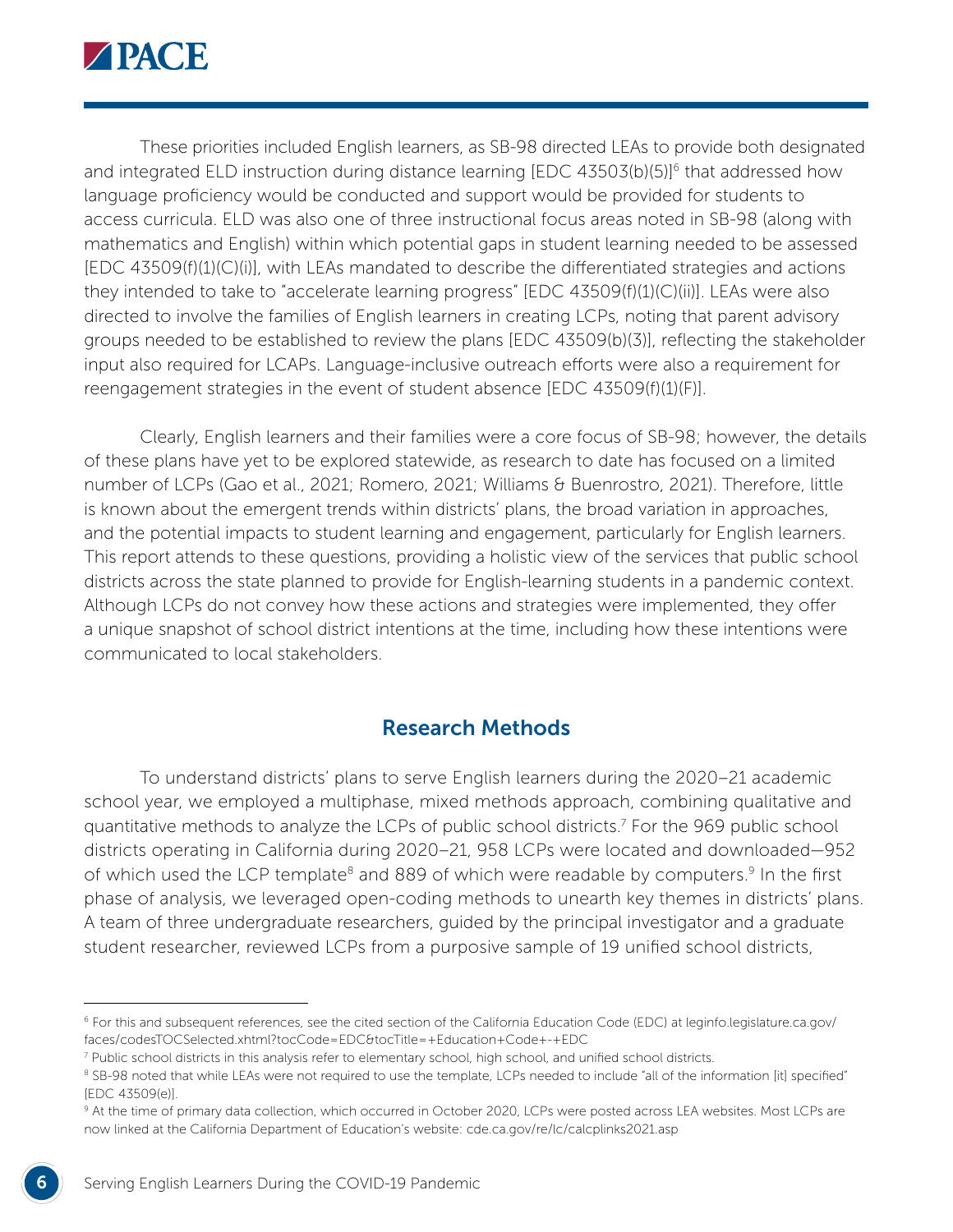These priorities included English learners, as SB-98 directed LEAs to provide both designated and integrated ELD instruction during distance learning [EDC 43503(b)(5)][6] that addressed how language proficiency would be conducted and support would be provided for students to access curricula. ELD was also one of three instructional focus areas noted in SB-98 (along with mathematics and English) within which potential gaps in student learning needed to be assessed [EDC 43509(f)(1)(C)(i)], with LEAs mandated to describe the differentiated strategies and actions they intended to take to "accelerate learning progress" [EDC 43509(f)(1)(C)(ii)]. LEAs were also directed to involve the families of English learners in creating LCPs, noting that parent advisory groups needed to be established to review the plans [EDC 43509(b)(3)], reflecting the stakeholder input also required for LCAPs. Language-inclusive outreach efforts were also a requirement for reengagement strategies in the event of student absence [EDC 43509(f)(1)(F)].

Clearly, English learners and their families were a core focus of SB-98; however, the details of these plans have yet to be explored statewide, as research to date has focused on a limited number of LCPs (Gao et al., 2021; Romero, 2021; Williams & Buenrostro, 2021). Therefore, little is known about the emergent trends within districts' plans, the broad variation in approaches, and the potential impacts to student learning and engagement, particularly for English learners. This report attends to these questions, providing a holistic view of the services that public school districts across the state planned to provide for English-learning students in a pandemic context. Although LCPs do not convey how these actions and strategies were implemented, they offer a unique snapshot of school district intentions at the time, including how these intentions were communicated to local stakeholders.

## Research Methods

To understand districts' plans to serve English learners during the 2020–21 academic school year, we employed a multiphase, mixed methods approach, combining qualitative and quantitative methods to analyze the LCPs of public school districts.[7] For the 969 public school districts operating in California during 2020–21, 958 LCPs were located and downloaded—952 of which used the LCP template[8] and 889 of which were readable by computers.[9] In the first phase of analysis, we leveraged open-coding methods to unearth key themes in districts' plans. A team of three undergraduate researchers, guided by the principal investigator and a graduate student researcher, reviewed LCPs from a purposive sample of 19 unified school districts,

---

[6] For this and subsequent references, see the cited section of the California Education Code (EDC) at leginfo.legislature.ca.gov/faces/codesTOCSelected.xhtml?tocCode=EDC&tocTitle=+Education+Code+-+EDC

[7] Public school districts in this analysis refer to elementary school, high school, and unified school districts.

[8] SB-98 noted that while LEAs were not required to use the template, LCPs needed to include "all of the information [it] specified" [EDC 43509(e)].

[9] At the time of primary data collection, which occurred in October 2020, LCPs were posted across LEA websites. Most LCPs are now linked at the California Department of Education's website: cde.ca.gov/re/lc/calcplinks2021.asp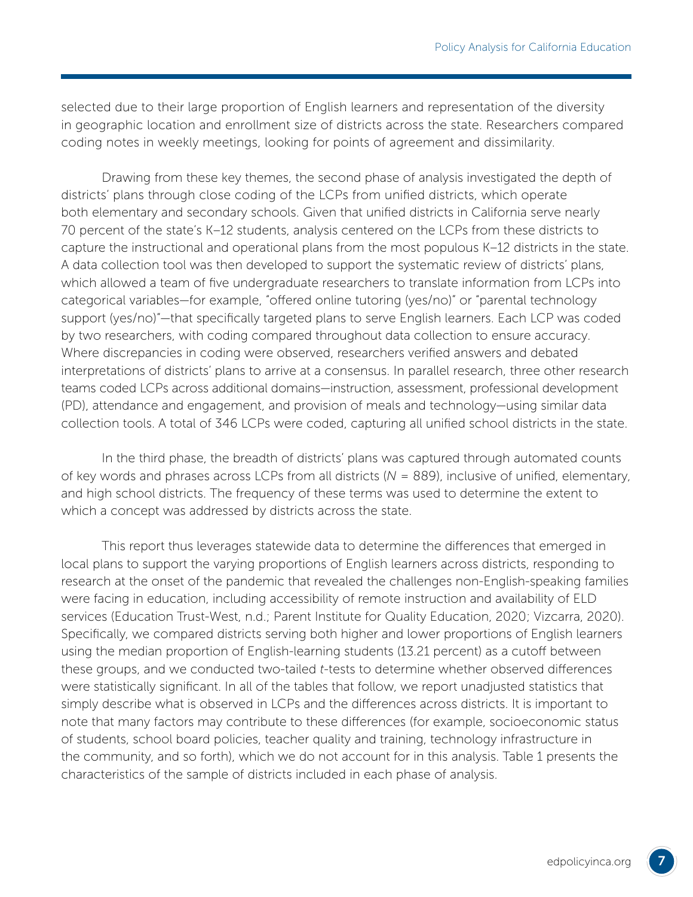selected due to their large proportion of English learners and representation of the diversity in geographic location and enrollment size of districts across the state. Researchers compared coding notes in weekly meetings, looking for points of agreement and dissimilarity.

Drawing from these key themes, the second phase of analysis investigated the depth of districts' plans through close coding of the LCPs from unified districts, which operate both elementary and secondary schools. Given that unified districts in California serve nearly 70 percent of the state's K–12 students, analysis centered on the LCPs from these districts to capture the instructional and operational plans from the most populous K–12 districts in the state. A data collection tool was then developed to support the systematic review of districts' plans, which allowed a team of five undergraduate researchers to translate information from LCPs into categorical variables—for example, "offered online tutoring (yes/no)" or "parental technology support (yes/no)"—that specifically targeted plans to serve English learners. Each LCP was coded by two researchers, with coding compared throughout data collection to ensure accuracy. Where discrepancies in coding were observed, researchers verified answers and debated interpretations of districts' plans to arrive at a consensus. In parallel research, three other research teams coded LCPs across additional domains—instruction, assessment, professional development (PD), attendance and engagement, and provision of meals and technology—using similar data collection tools. A total of 346 LCPs were coded, capturing all unified school districts in the state.

In the third phase, the breadth of districts' plans was captured through automated counts of key words and phrases across LCPs from all districts ($N$ = 889), inclusive of unified, elementary, and high school districts. The frequency of these terms was used to determine the extent to which a concept was addressed by districts across the state.

This report thus leverages statewide data to determine the differences that emerged in local plans to support the varying proportions of English learners across districts, responding to research at the onset of the pandemic that revealed the challenges non-English-speaking families were facing in education, including accessibility of remote instruction and availability of ELD services (Education Trust-West, n.d.; Parent Institute for Quality Education, 2020; Vizcarra, 2020). Specifically, we compared districts serving both higher and lower proportions of English learners using the median proportion of English-learning students (13.21 percent) as a cutoff between these groups, and we conducted two-tailed $t$-tests to determine whether observed differences were statistically significant. In all of the tables that follow, we report unadjusted statistics that simply describe what is observed in LCPs and the differences across districts. It is important to note that many factors may contribute to these differences (for example, socioeconomic status of students, school board policies, teacher quality and training, technology infrastructure in the community, and so forth), which we do not account for in this analysis. Table 1 presents the characteristics of the sample of districts included in each phase of analysis.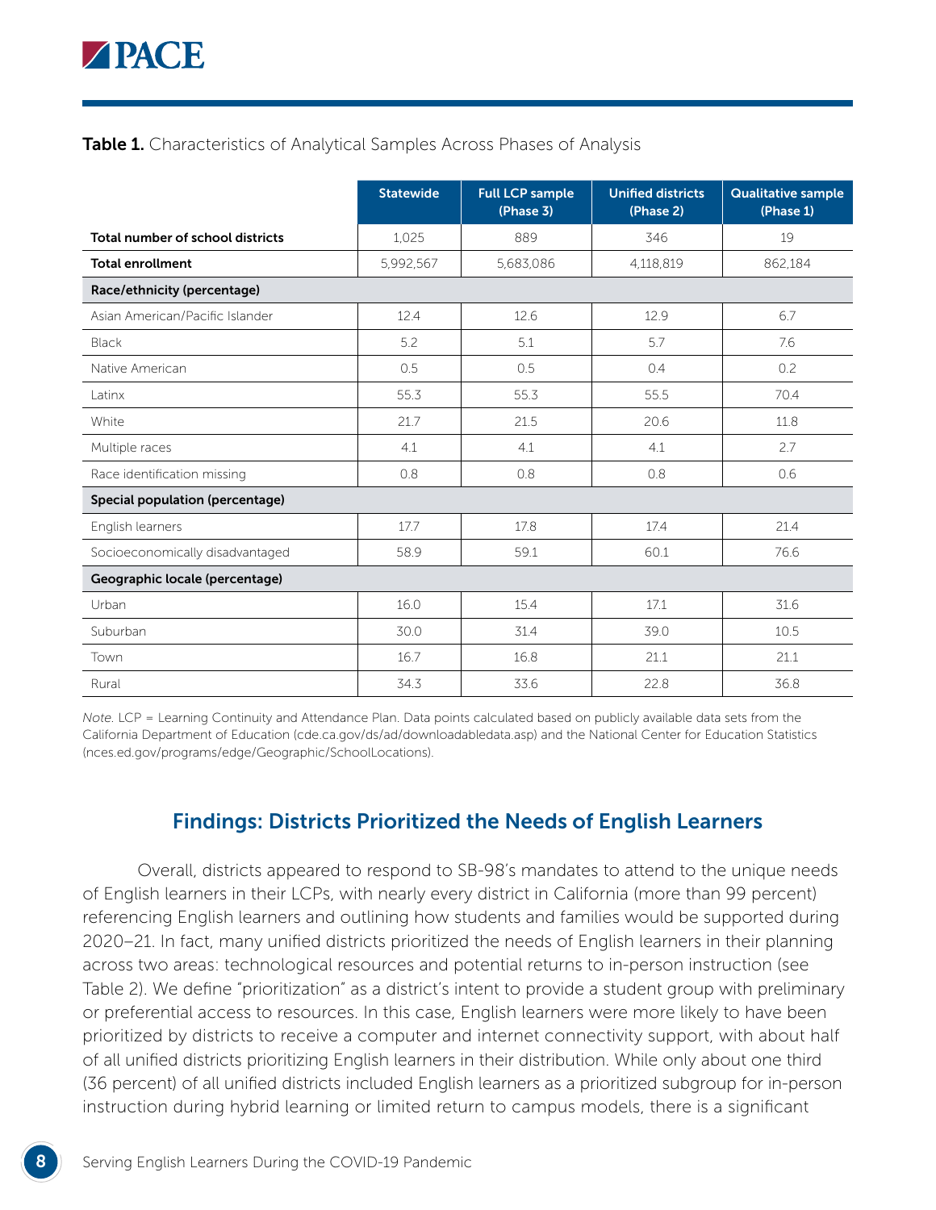**Table 1.** Characteristics of Analytical Samples Across Phases of Analysis

| | Statewide | Full LCP sample (Phase 3) | Unified districts (Phase 2) | Qualitative sample (Phase 1) |
|---|---|---|---|---|
| **Total number of school districts** | 1,025 | 889 | 346 | 19 |
| **Total enrollment** | 5,992,567 | 5,683,086 | 4,118,819 | 862,184 |
| **Race/ethnicity (percentage)** | | | | |
| Asian American/Pacific Islander | 12.4 | 12.6 | 12.9 | 6.7 |
| Black | 5.2 | 5.1 | 5.7 | 7.6 |
| Native American | 0.5 | 0.5 | 0.4 | 0.2 |
| Latinx | 55.3 | 55.3 | 55.5 | 70.4 |
| White | 21.7 | 21.5 | 20.6 | 11.8 |
| Multiple races | 4.1 | 4.1 | 4.1 | 2.7 |
| Race identification missing | 0.8 | 0.8 | 0.8 | 0.6 |
| **Special population (percentage)** | | | | |
| English learners | 17.7 | 17.8 | 17.4 | 21.4 |
| Socioeconomically disadvantaged | 58.9 | 59.1 | 60.1 | 76.6 |
| **Geographic locale (percentage)** | | | | |
| Urban | 16.0 | 15.4 | 17.1 | 31.6 |
| Suburban | 30.0 | 31.4 | 39.0 | 10.5 |
| Town | 16.7 | 16.8 | 21.1 | 21.1 |
| Rural | 34.3 | 33.6 | 22.8 | 36.8 |

*Note.* LCP = Learning Continuity and Attendance Plan. Data points calculated based on publicly available data sets from the California Department of Education (cde.ca.gov/ds/ad/downloadabledata.asp) and the National Center for Education Statistics (nces.ed.gov/programs/edge/Geographic/SchoolLocations).

## Findings: Districts Prioritized the Needs of English Learners

Overall, districts appeared to respond to SB-98's mandates to attend to the unique needs of English learners in their LCPs, with nearly every district in California (more than 99 percent) referencing English learners and outlining how students and families would be supported during 2020–21. In fact, many unified districts prioritized the needs of English learners in their planning across two areas: technological resources and potential returns to in-person instruction (see Table 2). We define "prioritization" as a district's intent to provide a student group with preliminary or preferential access to resources. In this case, English learners were more likely to have been prioritized by districts to receive a computer and internet connectivity support, with about half of all unified districts prioritizing English learners in their distribution. While only about one third (36 percent) of all unified districts included English learners as a prioritized subgroup for in-person instruction during hybrid learning or limited return to campus models, there is a significant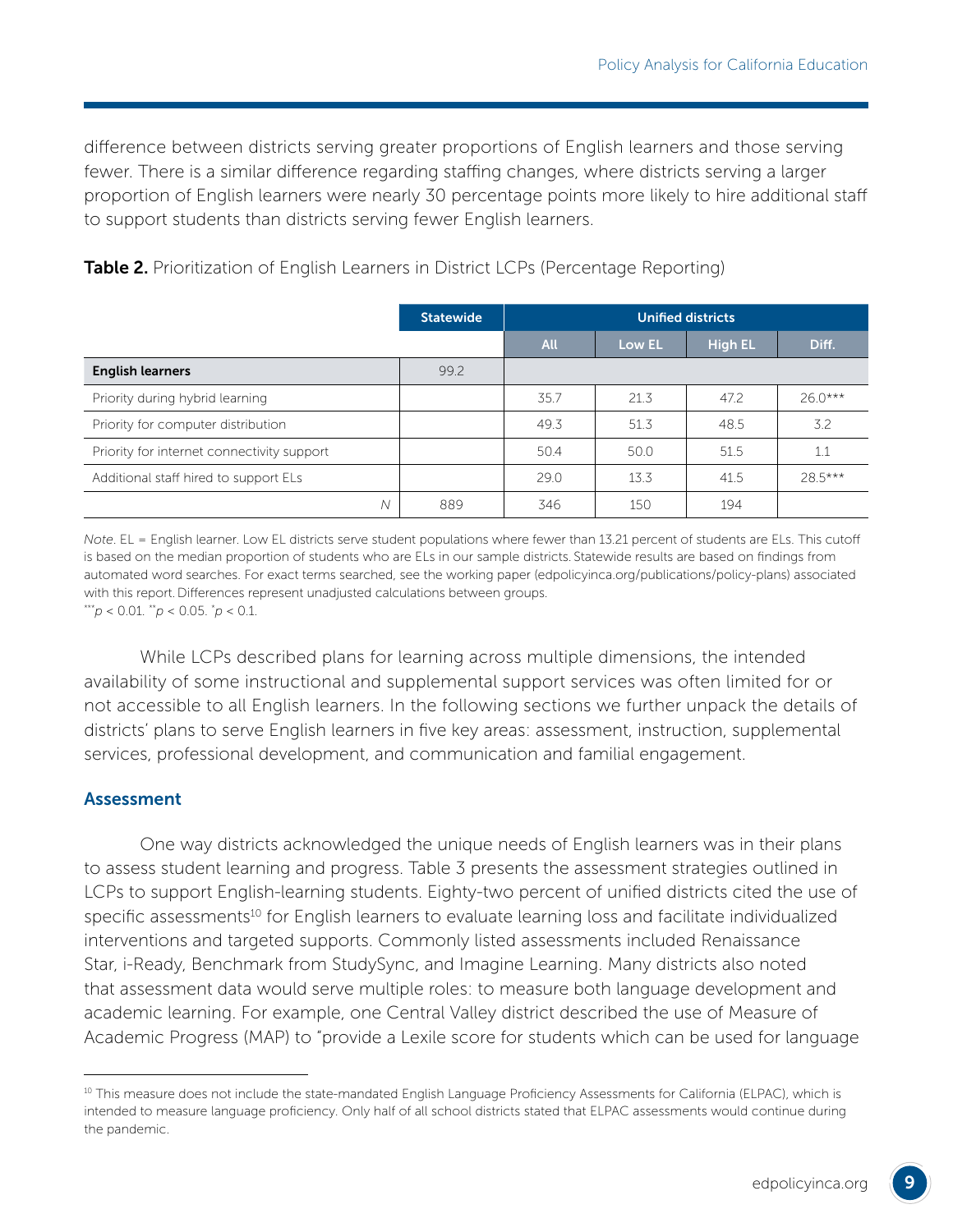difference between districts serving greater proportions of English learners and those serving fewer. There is a similar difference regarding staffing changes, where districts serving a larger proportion of English learners were nearly 30 percentage points more likely to hire additional staff to support students than districts serving fewer English learners.

**Table 2.** Prioritization of English Learners in District LCPs (Percentage Reporting)

| | Statewide | Unified districts | | | |
|---|---|---|---|---|---|
| | | All | Low EL | High EL | Diff. |
| **English learners** | 99.2 | | | | |
| Priority during hybrid learning | | 35.7 | 21.3 | 47.2 | 26.0*** |
| Priority for computer distribution | | 49.3 | 51.3 | 48.5 | 3.2 |
| Priority for internet connectivity support | | 50.4 | 50.0 | 51.5 | 1.1 |
| Additional staff hired to support ELs | | 29.0 | 13.3 | 41.5 | 28.5*** |
| *N* | 889 | 346 | 150 | 194 | |

*Note*. EL = English learner. Low EL districts serve student populations where fewer than 13.21 percent of students are ELs. This cutoff is based on the median proportion of students who are ELs in our sample districts. Statewide results are based on findings from automated word searches. For exact terms searched, see the working paper (edpolicyinca.org/publications/policy-plans) associated with this report. Differences represent unadjusted calculations between groups.
***$p < 0.01$. **$p < 0.05$. *$p < 0.1$.

While LCPs described plans for learning across multiple dimensions, the intended availability of some instructional and supplemental support services was often limited for or not accessible to all English learners. In the following sections we further unpack the details of districts' plans to serve English learners in five key areas: assessment, instruction, supplemental services, professional development, and communication and familial engagement.

### Assessment

One way districts acknowledged the unique needs of English learners was in their plans to assess student learning and progress. Table 3 presents the assessment strategies outlined in LCPs to support English-learning students. Eighty-two percent of unified districts cited the use of specific assessments[10] for English learners to evaluate learning loss and facilitate individualized interventions and targeted supports. Commonly listed assessments included Renaissance Star, i-Ready, Benchmark from StudySync, and Imagine Learning. Many districts also noted that assessment data would serve multiple roles: to measure both language development and academic learning. For example, one Central Valley district described the use of Measure of Academic Progress (MAP) to "provide a Lexile score for students which can be used for language

[10] This measure does not include the state-mandated English Language Proficiency Assessments for California (ELPAC), which is intended to measure language proficiency. Only half of all school districts stated that ELPAC assessments would continue during the pandemic.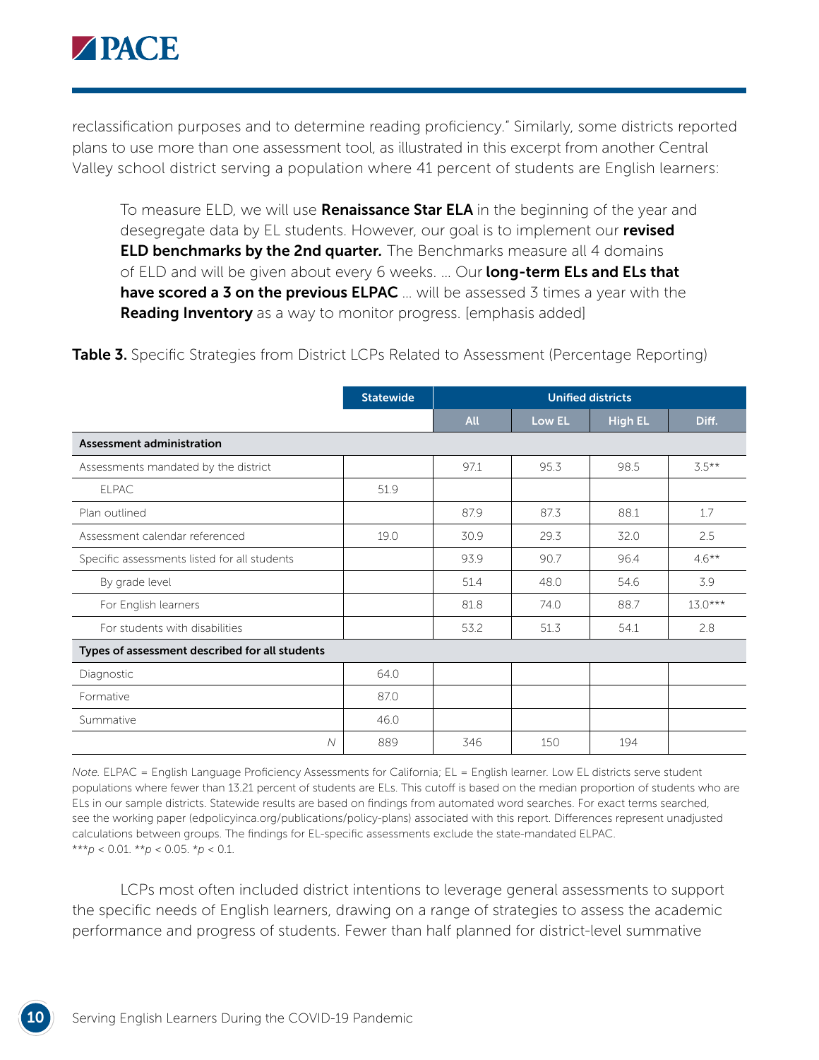reclassification purposes and to determine reading proficiency." Similarly, some districts reported plans to use more than one assessment tool, as illustrated in this excerpt from another Central Valley school district serving a population where 41 percent of students are English learners:

> To measure ELD, we will use **Renaissance Star ELA** in the beginning of the year and desegregate data by EL students. However, our goal is to implement our **revised ELD benchmarks by the 2nd quarter.** The Benchmarks measure all 4 domains of ELD and will be given about every 6 weeks. … Our **long-term ELs and ELs that have scored a 3 on the previous ELPAC** … will be assessed 3 times a year with the **Reading Inventory** as a way to monitor progress. [emphasis added]

**Table 3.** Specific Strategies from District LCPs Related to Assessment (Percentage Reporting)

| | Statewide | Unified districts | | | |
|---|---|---|---|---|---|
| | | All | Low EL | High EL | Diff. |
| **Assessment administration** | | | | | |
| Assessments mandated by the district | | 97.1 | 95.3 | 98.5 | 3.5** |
| ELPAC | 51.9 | | | | |
| Plan outlined | | 87.9 | 87.3 | 88.1 | 1.7 |
| Assessment calendar referenced | 19.0 | 30.9 | 29.3 | 32.0 | 2.5 |
| Specific assessments listed for all students | | 93.9 | 90.7 | 96.4 | 4.6** |
| By grade level | | 51.4 | 48.0 | 54.6 | 3.9 |
| For English learners | | 81.8 | 74.0 | 88.7 | 13.0*** |
| For students with disabilities | | 53.2 | 51.3 | 54.1 | 2.8 |
| **Types of assessment described for all students** | | | | | |
| Diagnostic | 64.0 | | | | |
| Formative | 87.0 | | | | |
| Summative | 46.0 | | | | |
| *N* | 889 | 346 | 150 | 194 | |

*Note.* ELPAC = English Language Proficiency Assessments for California; EL = English learner. Low EL districts serve student populations where fewer than 13.21 percent of students are ELs. This cutoff is based on the median proportion of students who are ELs in our sample districts. Statewide results are based on findings from automated word searches. For exact terms searched, see the working paper (edpolicyinca.org/publications/policy-plans) associated with this report. Differences represent unadjusted calculations between groups. The findings for EL-specific assessments exclude the state-mandated ELPAC.
***$p < 0.01$. **$p < 0.05$. *$p < 0.1$.

LCPs most often included district intentions to leverage general assessments to support the specific needs of English learners, drawing on a range of strategies to assess the academic performance and progress of students. Fewer than half planned for district-level summative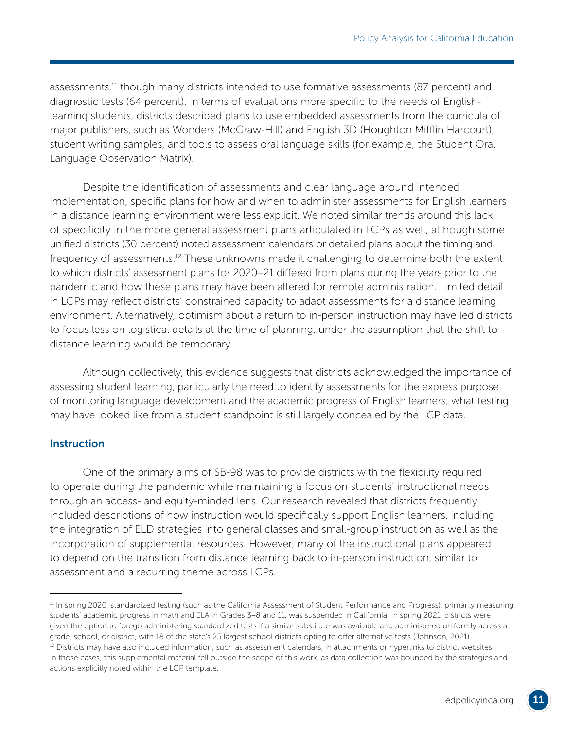assessments,[11] though many districts intended to use formative assessments (87 percent) and diagnostic tests (64 percent). In terms of evaluations more specific to the needs of English-learning students, districts described plans to use embedded assessments from the curricula of major publishers, such as Wonders (McGraw-Hill) and English 3D (Houghton Mifflin Harcourt), student writing samples, and tools to assess oral language skills (for example, the Student Oral Language Observation Matrix).

Despite the identification of assessments and clear language around intended implementation, specific plans for how and when to administer assessments for English learners in a distance learning environment were less explicit. We noted similar trends around this lack of specificity in the more general assessment plans articulated in LCPs as well, although some unified districts (30 percent) noted assessment calendars or detailed plans about the timing and frequency of assessments.[12] These unknowns made it challenging to determine both the extent to which districts' assessment plans for 2020–21 differed from plans during the years prior to the pandemic and how these plans may have been altered for remote administration. Limited detail in LCPs may reflect districts' constrained capacity to adapt assessments for a distance learning environment. Alternatively, optimism about a return to in-person instruction may have led districts to focus less on logistical details at the time of planning, under the assumption that the shift to distance learning would be temporary.

Although collectively, this evidence suggests that districts acknowledged the importance of assessing student learning, particularly the need to identify assessments for the express purpose of monitoring language development and the academic progress of English learners, what testing may have looked like from a student standpoint is still largely concealed by the LCP data.

### Instruction

One of the primary aims of SB-98 was to provide districts with the flexibility required to operate during the pandemic while maintaining a focus on students' instructional needs through an access- and equity-minded lens. Our research revealed that districts frequently included descriptions of how instruction would specifically support English learners, including the integration of ELD strategies into general classes and small-group instruction as well as the incorporation of supplemental resources. However, many of the instructional plans appeared to depend on the transition from distance learning back to in-person instruction, similar to assessment and a recurring theme across LCPs.

---

[11] In spring 2020, standardized testing (such as the California Assessment of Student Performance and Progress), primarily measuring students' academic progress in math and ELA in Grades 3–8 and 11, was suspended in California. In spring 2021, districts were given the option to forego administering standardized tests if a similar substitute was available and administered uniformly across a grade, school, or district, with 18 of the state's 25 largest school districts opting to offer alternative tests (Johnson, 2021).

[12] Districts may have also included information, such as assessment calendars, in attachments or hyperlinks to district websites. In those cases, this supplemental material fell outside the scope of this work, as data collection was bounded by the strategies and actions explicitly noted within the LCP template.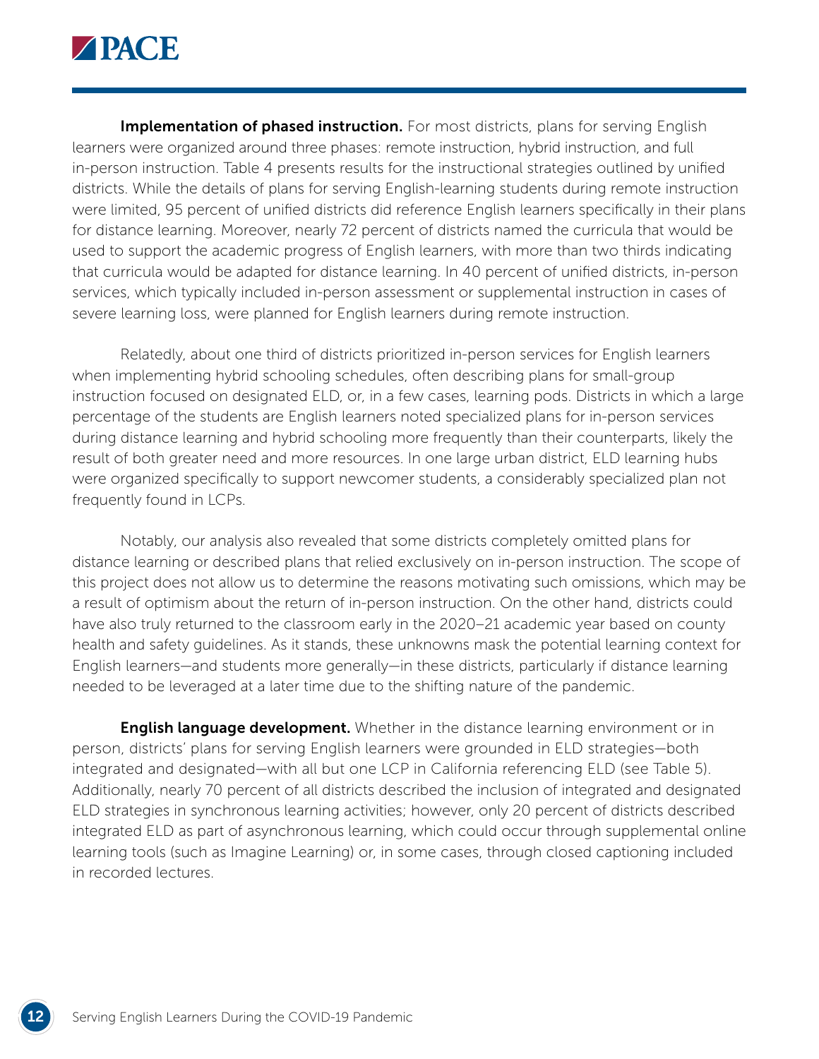**Implementation of phased instruction.** For most districts, plans for serving English learners were organized around three phases: remote instruction, hybrid instruction, and full in-person instruction. Table 4 presents results for the instructional strategies outlined by unified districts. While the details of plans for serving English-learning students during remote instruction were limited, 95 percent of unified districts did reference English learners specifically in their plans for distance learning. Moreover, nearly 72 percent of districts named the curricula that would be used to support the academic progress of English learners, with more than two thirds indicating that curricula would be adapted for distance learning. In 40 percent of unified districts, in-person services, which typically included in-person assessment or supplemental instruction in cases of severe learning loss, were planned for English learners during remote instruction.

Relatedly, about one third of districts prioritized in-person services for English learners when implementing hybrid schooling schedules, often describing plans for small-group instruction focused on designated ELD, or, in a few cases, learning pods. Districts in which a large percentage of the students are English learners noted specialized plans for in-person services during distance learning and hybrid schooling more frequently than their counterparts, likely the result of both greater need and more resources. In one large urban district, ELD learning hubs were organized specifically to support newcomer students, a considerably specialized plan not frequently found in LCPs.

Notably, our analysis also revealed that some districts completely omitted plans for distance learning or described plans that relied exclusively on in-person instruction. The scope of this project does not allow us to determine the reasons motivating such omissions, which may be a result of optimism about the return of in-person instruction. On the other hand, districts could have also truly returned to the classroom early in the 2020–21 academic year based on county health and safety guidelines. As it stands, these unknowns mask the potential learning context for English learners—and students more generally—in these districts, particularly if distance learning needed to be leveraged at a later time due to the shifting nature of the pandemic.

**English language development.** Whether in the distance learning environment or in person, districts' plans for serving English learners were grounded in ELD strategies—both integrated and designated—with all but one LCP in California referencing ELD (see Table 5). Additionally, nearly 70 percent of all districts described the inclusion of integrated and designated ELD strategies in synchronous learning activities; however, only 20 percent of districts described integrated ELD as part of asynchronous learning, which could occur through supplemental online learning tools (such as Imagine Learning) or, in some cases, through closed captioning included in recorded lectures.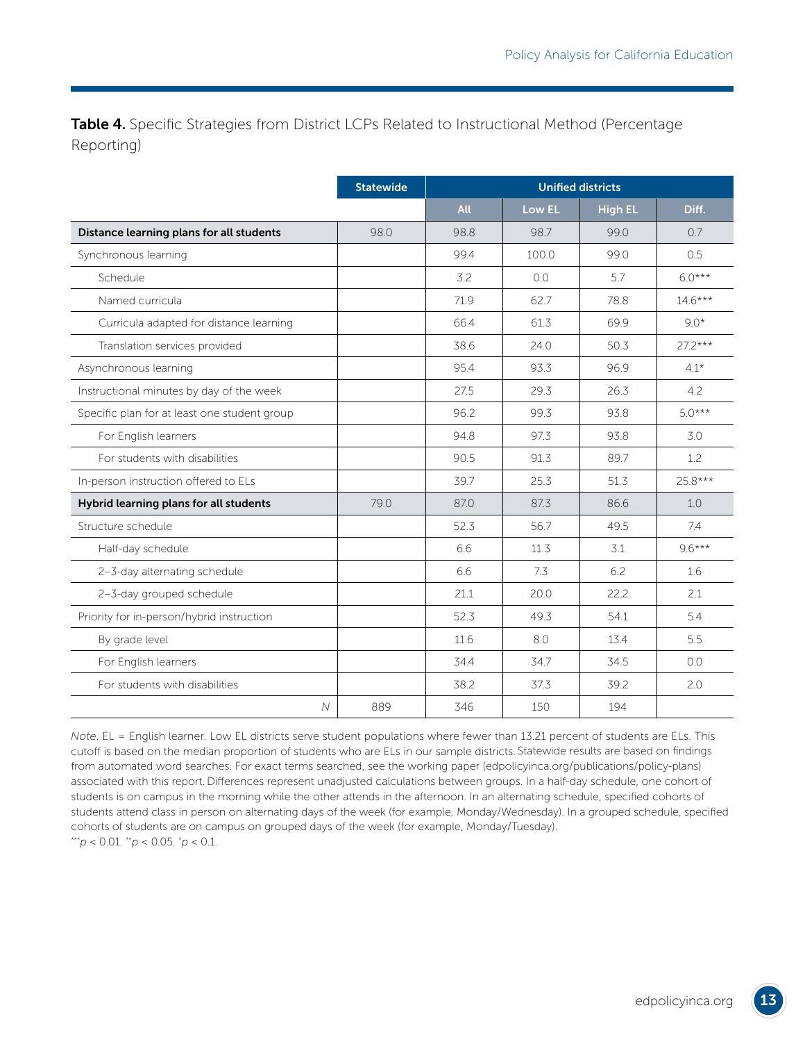**Table 4.** Specific Strategies from District LCPs Related to Instructional Method (Percentage Reporting)

| | Statewide | Unified districts | | | |
|---|---|---|---|---|---|
| | | All | Low EL | High EL | Diff. |
| **Distance learning plans for all students** | 98.0 | 98.8 | 98.7 | 99.0 | 0.7 |
| Synchronous learning | | 99.4 | 100.0 | 99.0 | 0.5 |
| Schedule | | 3.2 | 0.0 | 5.7 | 6.0*** |
| Named curricula | | 71.9 | 62.7 | 78.8 | 14.6*** |
| Curricula adapted for distance learning | | 66.4 | 61.3 | 69.9 | 9.0* |
| Translation services provided | | 38.6 | 24.0 | 50.3 | 27.2*** |
| Asynchronous learning | | 95.4 | 93.3 | 96.9 | 4.1* |
| Instructional minutes by day of the week | | 27.5 | 29.3 | 26.3 | 4.2 |
| Specific plan for at least one student group | | 96.2 | 99.3 | 93.8 | 5.0*** |
| For English learners | | 94.8 | 97.3 | 93.8 | 3.0 |
| For students with disabilities | | 90.5 | 91.3 | 89.7 | 1.2 |
| In-person instruction offered to ELs | | 39.7 | 25.3 | 51.3 | 25.8*** |
| **Hybrid learning plans for all students** | 79.0 | 87.0 | 87.3 | 86.6 | 1.0 |
| Structure schedule | | 52.3 | 56.7 | 49.5 | 7.4 |
| Half-day schedule | | 6.6 | 11.3 | 3.1 | 9.6*** |
| 2–3-day alternating schedule | | 6.6 | 7.3 | 6.2 | 1.6 |
| 2–3-day grouped schedule | | 21.1 | 20.0 | 22.2 | 2.1 |
| Priority for in-person/hybrid instruction | | 52.3 | 49.3 | 54.1 | 5.4 |
| By grade level | | 11.6 | 8.0 | 13.4 | 5.5 |
| For English learners | | 34.4 | 34.7 | 34.5 | 0.0 |
| For students with disabilities | | 38.2 | 37.3 | 39.2 | 2.0 |
| *N* | 889 | 346 | 150 | 194 | |

*Note.* EL = English learner. Low EL districts serve student populations where fewer than 13.21 percent of students are ELs. This cutoff is based on the median proportion of students who are ELs in our sample districts. Statewide results are based on findings from automated word searches. For exact terms searched, see the working paper (edpolicyinca.org/publications/policy-plans) associated with this report. Differences represent unadjusted calculations between groups. In a half-day schedule, one cohort of students is on campus in the morning while the other attends in the afternoon. In an alternating schedule, specified cohorts of students attend class in person on alternating days of the week (for example, Monday/Wednesday). In a grouped schedule, specified cohorts of students are on campus on grouped days of the week (for example, Monday/Tuesday).
***$p < 0.01$. **$p < 0.05$. *$p < 0.1$.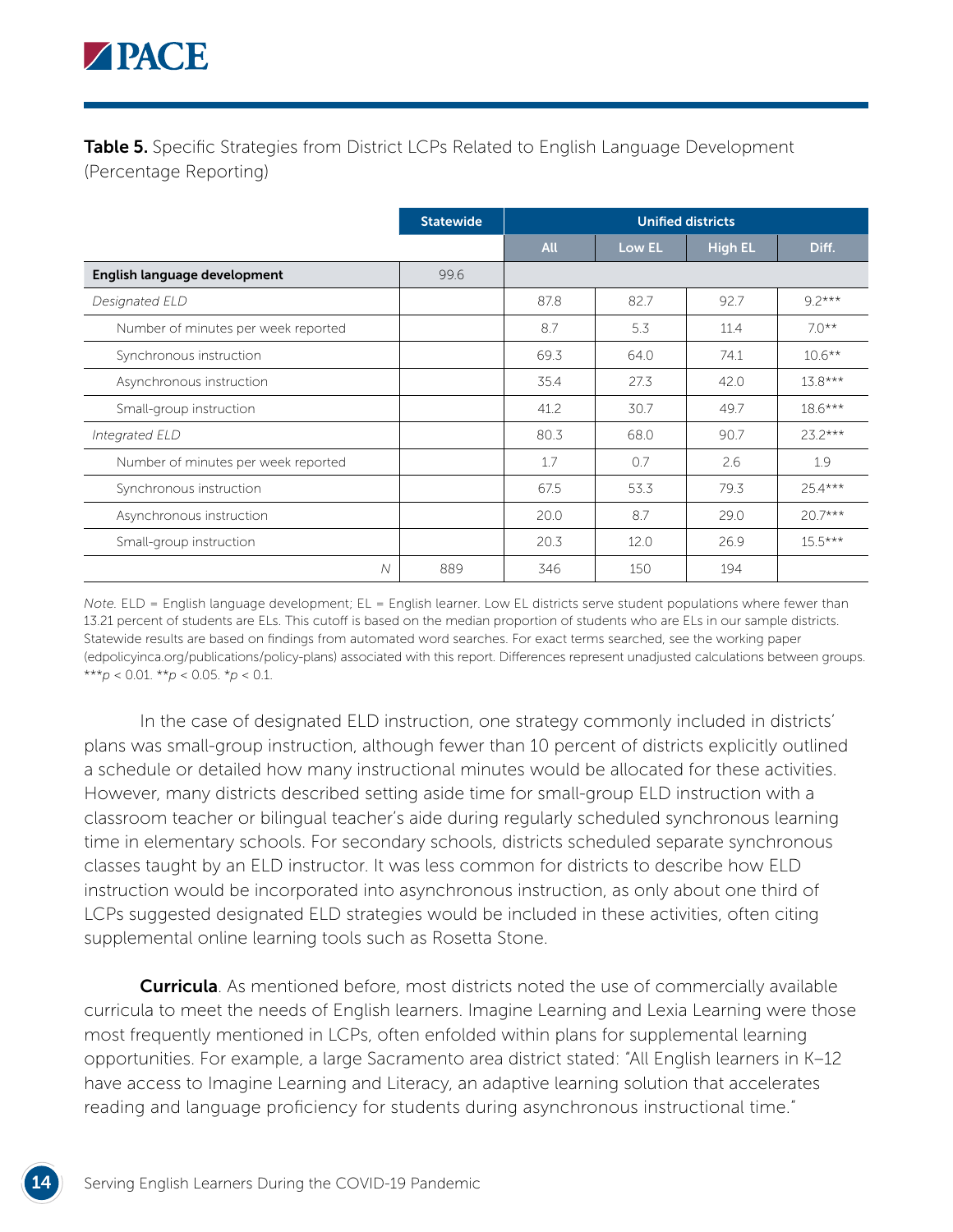**Table 5.** Specific Strategies from District LCPs Related to English Language Development (Percentage Reporting)

| | Statewide | Unified districts | | | |
|---|---|---|---|---|---|
| | | All | Low EL | High EL | Diff. |
| **English language development** | 99.6 | | | | |
| *Designated ELD* | | 87.8 | 82.7 | 92.7 | 9.2*** |
| Number of minutes per week reported | | 8.7 | 5.3 | 11.4 | 7.0** |
| Synchronous instruction | | 69.3 | 64.0 | 74.1 | 10.6** |
| Asynchronous instruction | | 35.4 | 27.3 | 42.0 | 13.8*** |
| Small-group instruction | | 41.2 | 30.7 | 49.7 | 18.6*** |
| *Integrated ELD* | | 80.3 | 68.0 | 90.7 | 23.2*** |
| Number of minutes per week reported | | 1.7 | 0.7 | 2.6 | 1.9 |
| Synchronous instruction | | 67.5 | 53.3 | 79.3 | 25.4*** |
| Asynchronous instruction | | 20.0 | 8.7 | 29.0 | 20.7*** |
| Small-group instruction | | 20.3 | 12.0 | 26.9 | 15.5*** |
| *N* | 889 | 346 | 150 | 194 | |

*Note.* ELD = English language development; EL = English learner. Low EL districts serve student populations where fewer than 13.21 percent of students are ELs. This cutoff is based on the median proportion of students who are ELs in our sample districts. Statewide results are based on findings from automated word searches. For exact terms searched, see the working paper (edpolicyinca.org/publications/policy-plans) associated with this report. Differences represent unadjusted calculations between groups. ***$p < 0.01$. **$p < 0.05$. *$p < 0.1$.

In the case of designated ELD instruction, one strategy commonly included in districts' plans was small-group instruction, although fewer than 10 percent of districts explicitly outlined a schedule or detailed how many instructional minutes would be allocated for these activities. However, many districts described setting aside time for small-group ELD instruction with a classroom teacher or bilingual teacher's aide during regularly scheduled synchronous learning time in elementary schools. For secondary schools, districts scheduled separate synchronous classes taught by an ELD instructor. It was less common for districts to describe how ELD instruction would be incorporated into asynchronous instruction, as only about one third of LCPs suggested designated ELD strategies would be included in these activities, often citing supplemental online learning tools such as Rosetta Stone.

**Curricula**. As mentioned before, most districts noted the use of commercially available curricula to meet the needs of English learners. Imagine Learning and Lexia Learning were those most frequently mentioned in LCPs, often enfolded within plans for supplemental learning opportunities. For example, a large Sacramento area district stated: "All English learners in K–12 have access to Imagine Learning and Literacy, an adaptive learning solution that accelerates reading and language proficiency for students during asynchronous instructional time."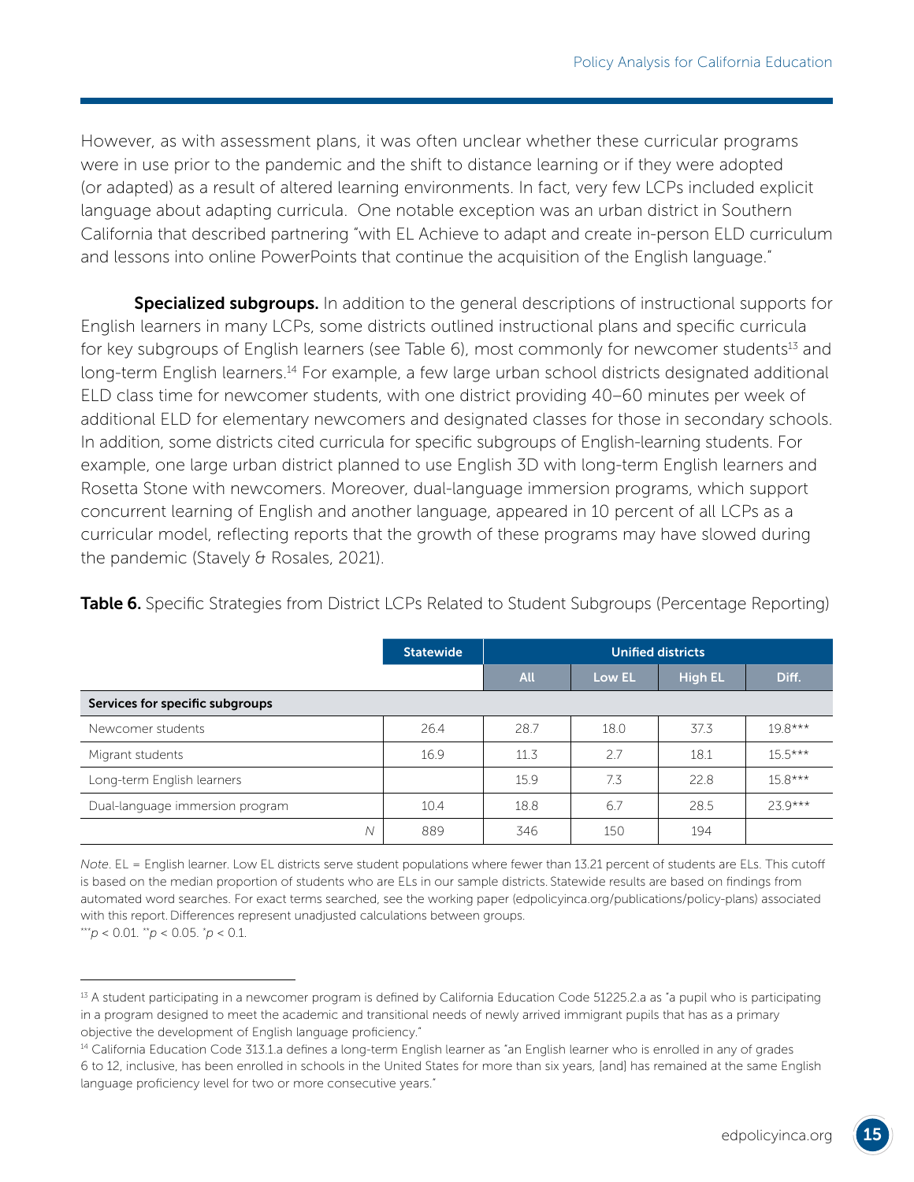However, as with assessment plans, it was often unclear whether these curricular programs were in use prior to the pandemic and the shift to distance learning or if they were adopted (or adapted) as a result of altered learning environments. In fact, very few LCPs included explicit language about adapting curricula. One notable exception was an urban district in Southern California that described partnering "with EL Achieve to adapt and create in-person ELD curriculum and lessons into online PowerPoints that continue the acquisition of the English language."

**Specialized subgroups.** In addition to the general descriptions of instructional supports for English learners in many LCPs, some districts outlined instructional plans and specific curricula for key subgroups of English learners (see Table 6), most commonly for newcomer students[13] and long-term English learners.[14] For example, a few large urban school districts designated additional ELD class time for newcomer students, with one district providing 40–60 minutes per week of additional ELD for elementary newcomers and designated classes for those in secondary schools. In addition, some districts cited curricula for specific subgroups of English-learning students. For example, one large urban district planned to use English 3D with long-term English learners and Rosetta Stone with newcomers. Moreover, dual-language immersion programs, which support concurrent learning of English and another language, appeared in 10 percent of all LCPs as a curricular model, reflecting reports that the growth of these programs may have slowed during the pandemic (Stavely & Rosales, 2021).

**Table 6.** Specific Strategies from District LCPs Related to Student Subgroups (Percentage Reporting)

| | Statewide | Unified districts | | | |
|---|---|---|---|---|---|
| | | All | Low EL | High EL | Diff. |
| **Services for specific subgroups** | | | | | |
| Newcomer students | 26.4 | 28.7 | 18.0 | 37.3 | 19.8*** |
| Migrant students | 16.9 | 11.3 | 2.7 | 18.1 | 15.5*** |
| Long-term English learners | | 15.9 | 7.3 | 22.8 | 15.8*** |
| Dual-language immersion program | 10.4 | 18.8 | 6.7 | 28.5 | 23.9*** |
| *N* | 889 | 346 | 150 | 194 | |

*Note*. EL = English learner. Low EL districts serve student populations where fewer than 13.21 percent of students are ELs. This cutoff is based on the median proportion of students who are ELs in our sample districts. Statewide results are based on findings from automated word searches. For exact terms searched, see the working paper (edpolicyinca.org/publications/policy-plans) associated with this report. Differences represent unadjusted calculations between groups.
***$p < 0.01$. **$p < 0.05$. *$p < 0.1$.

[13] A student participating in a newcomer program is defined by California Education Code 51225.2.a as "a pupil who is participating in a program designed to meet the academic and transitional needs of newly arrived immigrant pupils that has as a primary objective the development of English language proficiency."

[14] California Education Code 313.1.a defines a long-term English learner as "an English learner who is enrolled in any of grades 6 to 12, inclusive, has been enrolled in schools in the United States for more than six years, [and] has remained at the same English language proficiency level for two or more consecutive years."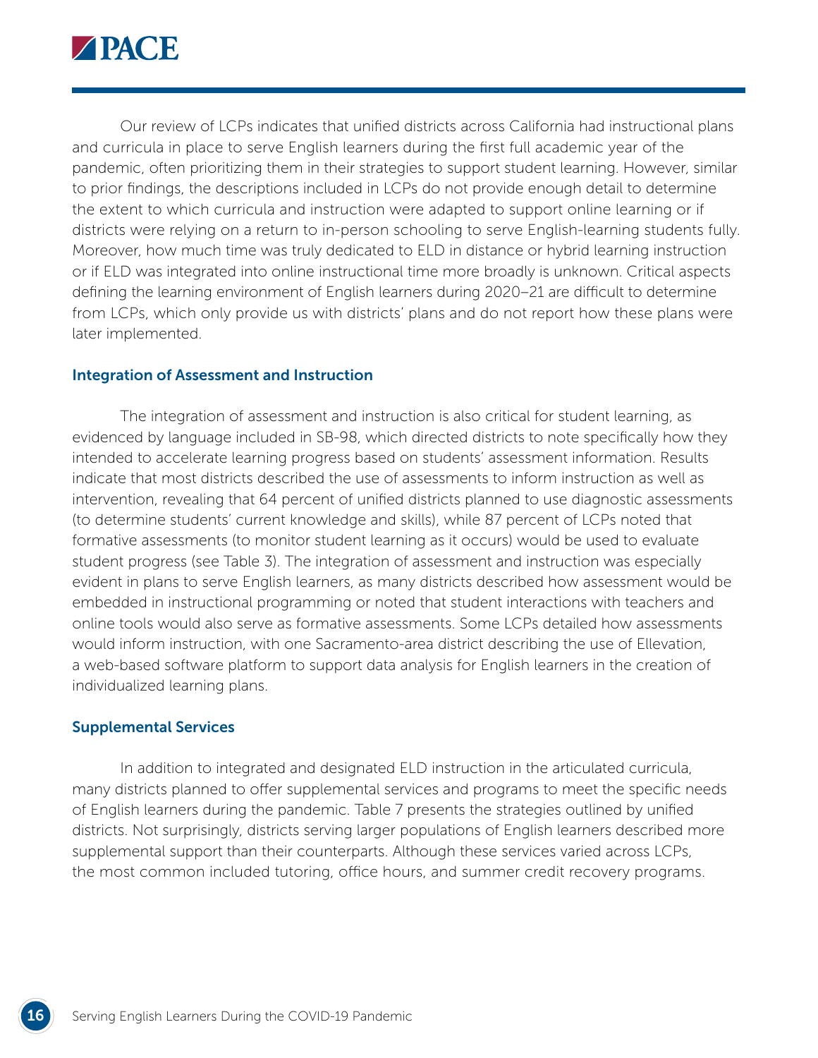Our review of LCPs indicates that unified districts across California had instructional plans and curricula in place to serve English learners during the first full academic year of the pandemic, often prioritizing them in their strategies to support student learning. However, similar to prior findings, the descriptions included in LCPs do not provide enough detail to determine the extent to which curricula and instruction were adapted to support online learning or if districts were relying on a return to in-person schooling to serve English-learning students fully. Moreover, how much time was truly dedicated to ELD in distance or hybrid learning instruction or if ELD was integrated into online instructional time more broadly is unknown. Critical aspects defining the learning environment of English learners during 2020–21 are difficult to determine from LCPs, which only provide us with districts' plans and do not report how these plans were later implemented.

### Integration of Assessment and Instruction

The integration of assessment and instruction is also critical for student learning, as evidenced by language included in SB-98, which directed districts to note specifically how they intended to accelerate learning progress based on students' assessment information. Results indicate that most districts described the use of assessments to inform instruction as well as intervention, revealing that 64 percent of unified districts planned to use diagnostic assessments (to determine students' current knowledge and skills), while 87 percent of LCPs noted that formative assessments (to monitor student learning as it occurs) would be used to evaluate student progress (see Table 3). The integration of assessment and instruction was especially evident in plans to serve English learners, as many districts described how assessment would be embedded in instructional programming or noted that student interactions with teachers and online tools would also serve as formative assessments. Some LCPs detailed how assessments would inform instruction, with one Sacramento-area district describing the use of Ellevation, a web-based software platform to support data analysis for English learners in the creation of individualized learning plans.

### Supplemental Services

In addition to integrated and designated ELD instruction in the articulated curricula, many districts planned to offer supplemental services and programs to meet the specific needs of English learners during the pandemic. Table 7 presents the strategies outlined by unified districts. Not surprisingly, districts serving larger populations of English learners described more supplemental support than their counterparts. Although these services varied across LCPs, the most common included tutoring, office hours, and summer credit recovery programs.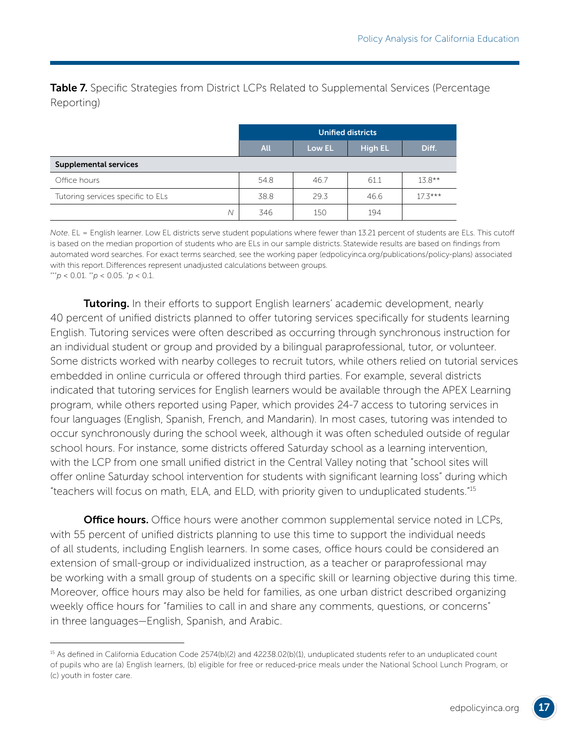**Table 7.** Specific Strategies from District LCPs Related to Supplemental Services (Percentage Reporting)

| | Unified districts | | | |
|---|---|---|---|---|
| | All | Low EL | High EL | Diff. |
| **Supplemental services** | | | | |
| Office hours | 54.8 | 46.7 | 61.1 | 13.8** |
| Tutoring services specific to ELs | 38.8 | 29.3 | 46.6 | 17.3*** |
| *N* | 346 | 150 | 194 | |

*Note*. EL = English learner. Low EL districts serve student populations where fewer than 13.21 percent of students are ELs. This cutoff is based on the median proportion of students who are ELs in our sample districts. Statewide results are based on findings from automated word searches. For exact terms searched, see the working paper (edpolicyinca.org/publications/policy-plans) associated with this report. Differences represent unadjusted calculations between groups.
***$p < 0.01$. **$p < 0.05$. *$p < 0.1$.

**Tutoring.** In their efforts to support English learners' academic development, nearly 40 percent of unified districts planned to offer tutoring services specifically for students learning English. Tutoring services were often described as occurring through synchronous instruction for an individual student or group and provided by a bilingual paraprofessional, tutor, or volunteer. Some districts worked with nearby colleges to recruit tutors, while others relied on tutorial services embedded in online curricula or offered through third parties. For example, several districts indicated that tutoring services for English learners would be available through the APEX Learning program, while others reported using Paper, which provides 24-7 access to tutoring services in four languages (English, Spanish, French, and Mandarin). In most cases, tutoring was intended to occur synchronously during the school week, although it was often scheduled outside of regular school hours. For instance, some districts offered Saturday school as a learning intervention, with the LCP from one small unified district in the Central Valley noting that "school sites will offer online Saturday school intervention for students with significant learning loss" during which "teachers will focus on math, ELA, and ELD, with priority given to unduplicated students."[15]

**Office hours.** Office hours were another common supplemental service noted in LCPs, with 55 percent of unified districts planning to use this time to support the individual needs of all students, including English learners. In some cases, office hours could be considered an extension of small-group or individualized instruction, as a teacher or paraprofessional may be working with a small group of students on a specific skill or learning objective during this time. Moreover, office hours may also be held for families, as one urban district described organizing weekly office hours for "families to call in and share any comments, questions, or concerns" in three languages—English, Spanish, and Arabic.

[15] As defined in California Education Code 2574(b)(2) and 42238.02(b)(1), unduplicated students refer to an unduplicated count of pupils who are (a) English learners, (b) eligible for free or reduced-price meals under the National School Lunch Program, or (c) youth in foster care.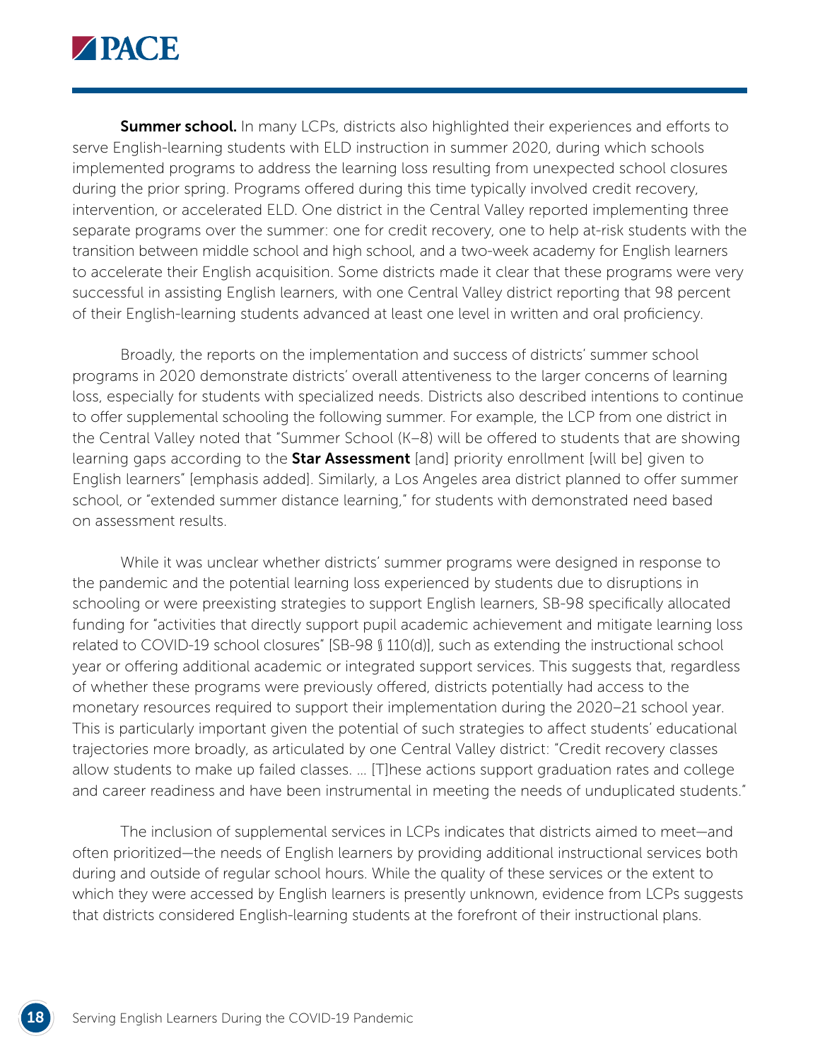**Summer school.** In many LCPs, districts also highlighted their experiences and efforts to serve English-learning students with ELD instruction in summer 2020, during which schools implemented programs to address the learning loss resulting from unexpected school closures during the prior spring. Programs offered during this time typically involved credit recovery, intervention, or accelerated ELD. One district in the Central Valley reported implementing three separate programs over the summer: one for credit recovery, one to help at-risk students with the transition between middle school and high school, and a two-week academy for English learners to accelerate their English acquisition. Some districts made it clear that these programs were very successful in assisting English learners, with one Central Valley district reporting that 98 percent of their English-learning students advanced at least one level in written and oral proficiency.

Broadly, the reports on the implementation and success of districts' summer school programs in 2020 demonstrate districts' overall attentiveness to the larger concerns of learning loss, especially for students with specialized needs. Districts also described intentions to continue to offer supplemental schooling the following summer. For example, the LCP from one district in the Central Valley noted that "Summer School (K–8) will be offered to students that are showing learning gaps according to the **Star Assessment** [and] priority enrollment [will be] given to English learners" [emphasis added]. Similarly, a Los Angeles area district planned to offer summer school, or "extended summer distance learning," for students with demonstrated need based on assessment results.

While it was unclear whether districts' summer programs were designed in response to the pandemic and the potential learning loss experienced by students due to disruptions in schooling or were preexisting strategies to support English learners, SB-98 specifically allocated funding for "activities that directly support pupil academic achievement and mitigate learning loss related to COVID-19 school closures" [SB-98 § 110(d)], such as extending the instructional school year or offering additional academic or integrated support services. This suggests that, regardless of whether these programs were previously offered, districts potentially had access to the monetary resources required to support their implementation during the 2020–21 school year. This is particularly important given the potential of such strategies to affect students' educational trajectories more broadly, as articulated by one Central Valley district: "Credit recovery classes allow students to make up failed classes. ... [T]hese actions support graduation rates and college and career readiness and have been instrumental in meeting the needs of unduplicated students."

The inclusion of supplemental services in LCPs indicates that districts aimed to meet—and often prioritized—the needs of English learners by providing additional instructional services both during and outside of regular school hours. While the quality of these services or the extent to which they were accessed by English learners is presently unknown, evidence from LCPs suggests that districts considered English-learning students at the forefront of their instructional plans.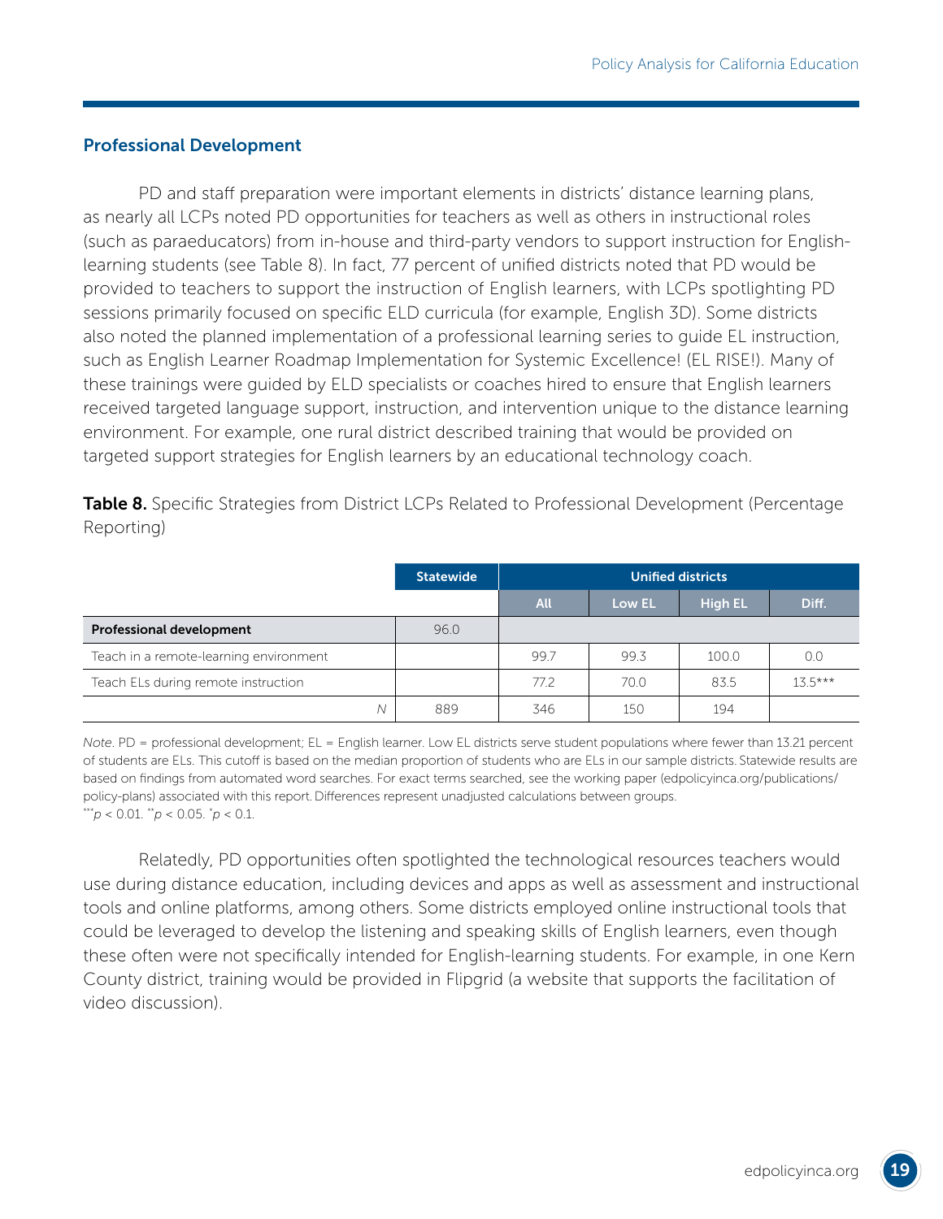## Professional Development

PD and staff preparation were important elements in districts' distance learning plans, as nearly all LCPs noted PD opportunities for teachers as well as others in instructional roles (such as paraeducators) from in-house and third-party vendors to support instruction for English-learning students (see Table 8). In fact, 77 percent of unified districts noted that PD would be provided to teachers to support the instruction of English learners, with LCPs spotlighting PD sessions primarily focused on specific ELD curricula (for example, English 3D). Some districts also noted the planned implementation of a professional learning series to guide EL instruction, such as English Learner Roadmap Implementation for Systemic Excellence! (EL RISE!). Many of these trainings were guided by ELD specialists or coaches hired to ensure that English learners received targeted language support, instruction, and intervention unique to the distance learning environment. For example, one rural district described training that would be provided on targeted support strategies for English learners by an educational technology coach.

**Table 8.** Specific Strategies from District LCPs Related to Professional Development (Percentage Reporting)

| | Statewide | Unified districts | | | |
|---|---|---|---|---|---|
| | | All | Low EL | High EL | Diff. |
| **Professional development** | 96.0 | | | | |
| Teach in a remote-learning environment | | 99.7 | 99.3 | 100.0 | 0.0 |
| Teach ELs during remote instruction | | 77.2 | 70.0 | 83.5 | 13.5*** |
| *N* | 889 | 346 | 150 | 194 | |

*Note.* PD = professional development; EL = English learner. Low EL districts serve student populations where fewer than 13.21 percent of students are ELs. This cutoff is based on the median proportion of students who are ELs in our sample districts. Statewide results are based on findings from automated word searches. For exact terms searched, see the working paper (edpolicyinca.org/publications/policy-plans) associated with this report. Differences represent unadjusted calculations between groups.
***$p < 0.01$. **$p < 0.05$. *$p < 0.1$.

Relatedly, PD opportunities often spotlighted the technological resources teachers would use during distance education, including devices and apps as well as assessment and instructional tools and online platforms, among others. Some districts employed online instructional tools that could be leveraged to develop the listening and speaking skills of English learners, even though these often were not specifically intended for English-learning students. For example, in one Kern County district, training would be provided in Flipgrid (a website that supports the facilitation of video discussion).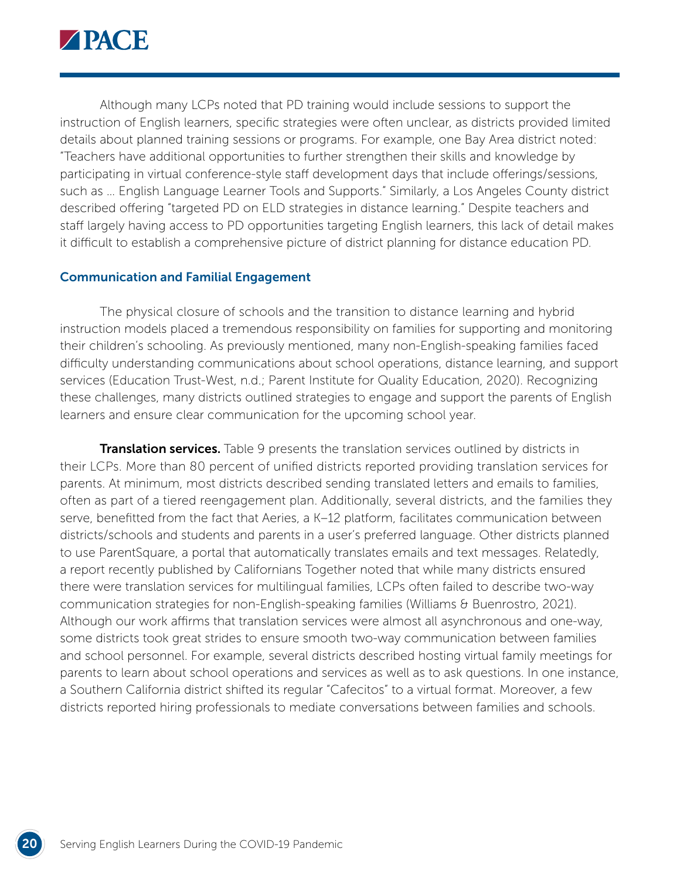Although many LCPs noted that PD training would include sessions to support the instruction of English learners, specific strategies were often unclear, as districts provided limited details about planned training sessions or programs. For example, one Bay Area district noted: "Teachers have additional opportunities to further strengthen their skills and knowledge by participating in virtual conference-style staff development days that include offerings/sessions, such as … English Language Learner Tools and Supports." Similarly, a Los Angeles County district described offering "targeted PD on ELD strategies in distance learning." Despite teachers and staff largely having access to PD opportunities targeting English learners, this lack of detail makes it difficult to establish a comprehensive picture of district planning for distance education PD.

### Communication and Familial Engagement

The physical closure of schools and the transition to distance learning and hybrid instruction models placed a tremendous responsibility on families for supporting and monitoring their children's schooling. As previously mentioned, many non-English-speaking families faced difficulty understanding communications about school operations, distance learning, and support services (Education Trust-West, n.d.; Parent Institute for Quality Education, 2020). Recognizing these challenges, many districts outlined strategies to engage and support the parents of English learners and ensure clear communication for the upcoming school year.

**Translation services.** Table 9 presents the translation services outlined by districts in their LCPs. More than 80 percent of unified districts reported providing translation services for parents. At minimum, most districts described sending translated letters and emails to families, often as part of a tiered reengagement plan. Additionally, several districts, and the families they serve, benefitted from the fact that Aeries, a K–12 platform, facilitates communication between districts/schools and students and parents in a user's preferred language. Other districts planned to use ParentSquare, a portal that automatically translates emails and text messages. Relatedly, a report recently published by Californians Together noted that while many districts ensured there were translation services for multilingual families, LCPs often failed to describe two-way communication strategies for non-English-speaking families (Williams & Buenrostro, 2021). Although our work affirms that translation services were almost all asynchronous and one-way, some districts took great strides to ensure smooth two-way communication between families and school personnel. For example, several districts described hosting virtual family meetings for parents to learn about school operations and services as well as to ask questions. In one instance, a Southern California district shifted its regular "Cafecitos" to a virtual format. Moreover, a few districts reported hiring professionals to mediate conversations between families and schools.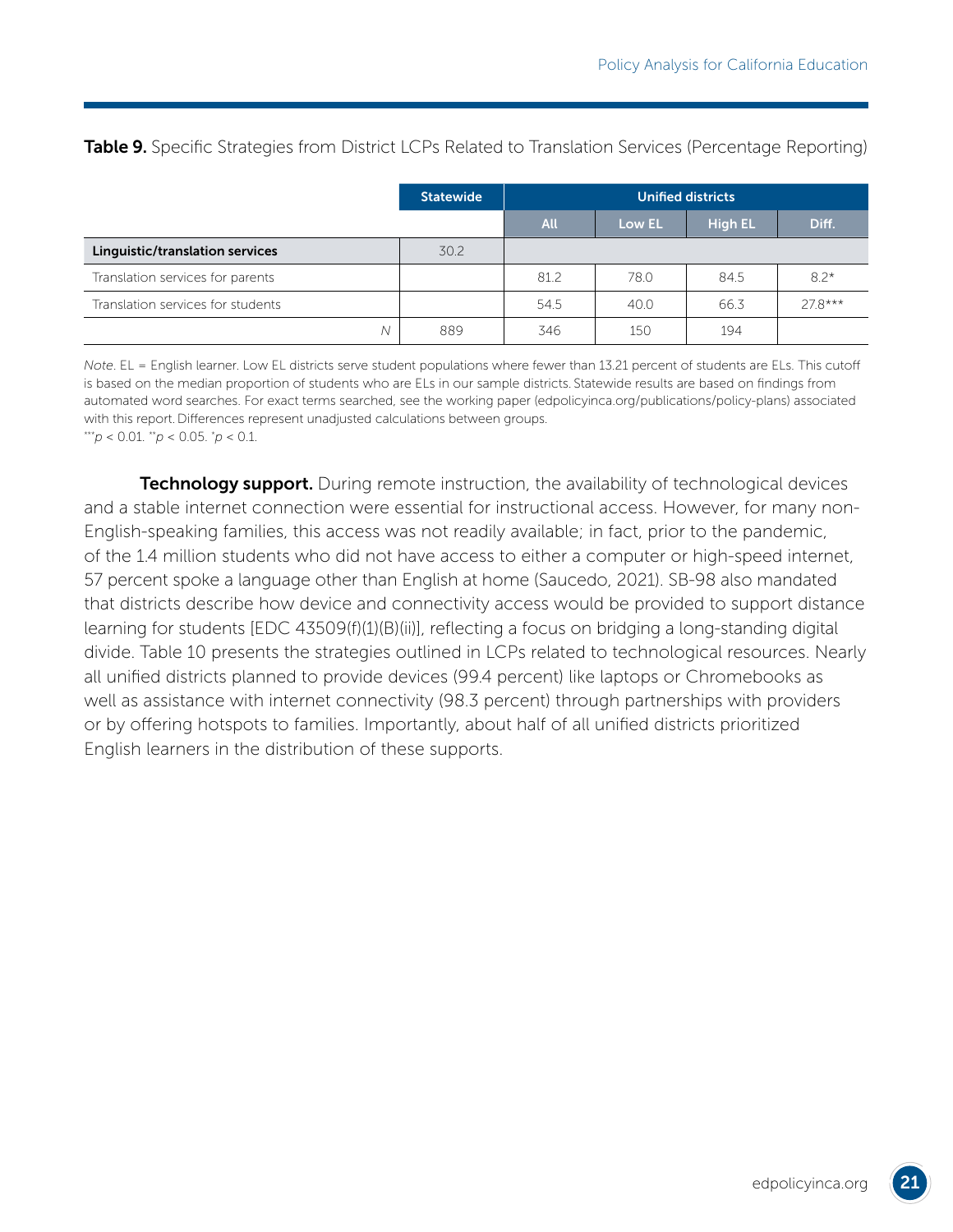**Table 9.** Specific Strategies from District LCPs Related to Translation Services (Percentage Reporting)

| | Statewide | Unified districts | | | |
|---|---|---|---|---|---|
| | | All | Low EL | High EL | Diff. |
| **Linguistic/translation services** | 30.2 | | | | |
| Translation services for parents | | 81.2 | 78.0 | 84.5 | 8.2* |
| Translation services for students | | 54.5 | 40.0 | 66.3 | 27.8*** |
| *N* | 889 | 346 | 150 | 194 | |

*Note*. EL = English learner. Low EL districts serve student populations where fewer than 13.21 percent of students are ELs. This cutoff is based on the median proportion of students who are ELs in our sample districts. Statewide results are based on findings from automated word searches. For exact terms searched, see the working paper (edpolicyinca.org/publications/policy-plans) associated with this report. Differences represent unadjusted calculations between groups.
***$p < 0.01$. **$p < 0.05$. *$p < 0.1$.

**Technology support.** During remote instruction, the availability of technological devices and a stable internet connection were essential for instructional access. However, for many non-English-speaking families, this access was not readily available; in fact, prior to the pandemic, of the 1.4 million students who did not have access to either a computer or high-speed internet, 57 percent spoke a language other than English at home (Saucedo, 2021). SB-98 also mandated that districts describe how device and connectivity access would be provided to support distance learning for students [EDC 43509(f)(1)(B)(ii)], reflecting a focus on bridging a long-standing digital divide. Table 10 presents the strategies outlined in LCPs related to technological resources. Nearly all unified districts planned to provide devices (99.4 percent) like laptops or Chromebooks as well as assistance with internet connectivity (98.3 percent) through partnerships with providers or by offering hotspots to families. Importantly, about half of all unified districts prioritized English learners in the distribution of these supports.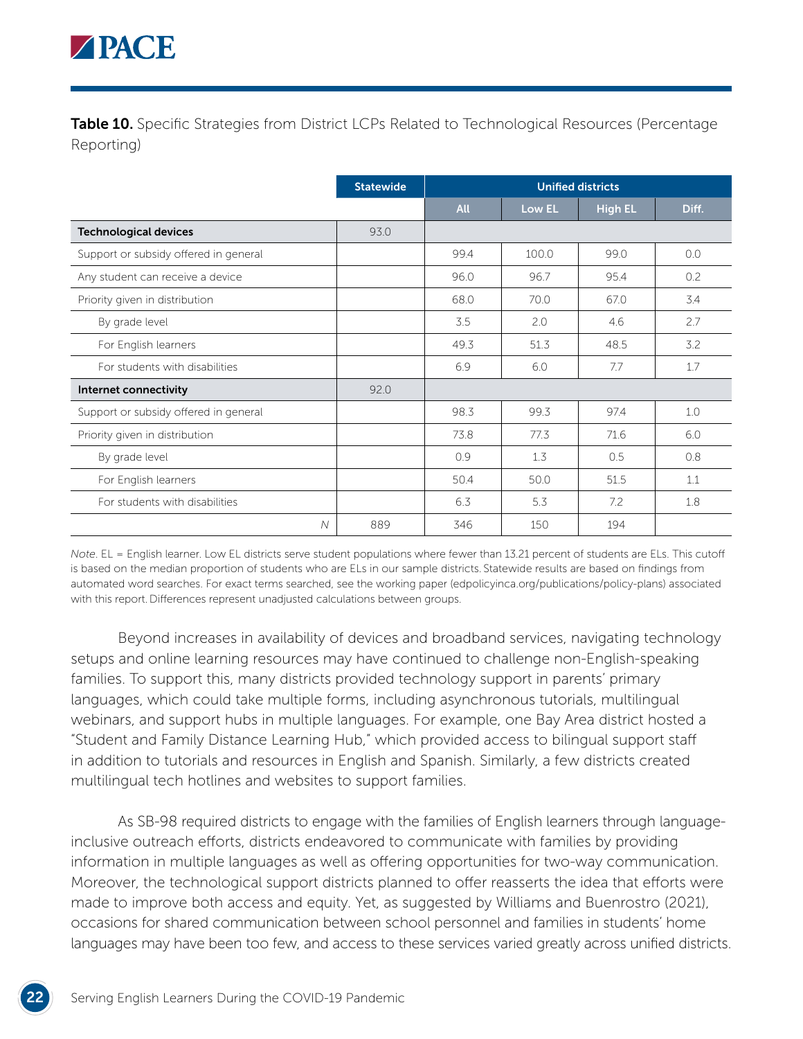**Table 10.** Specific Strategies from District LCPs Related to Technological Resources (Percentage Reporting)

| | Statewide | Unified districts | | | |
|---|---|---|---|---|---|
| | | All | Low EL | High EL | Diff. |
| **Technological devices** | 93.0 | | | | |
| Support or subsidy offered in general | | 99.4 | 100.0 | 99.0 | 0.0 |
| Any student can receive a device | | 96.0 | 96.7 | 95.4 | 0.2 |
| Priority given in distribution | | 68.0 | 70.0 | 67.0 | 3.4 |
| By grade level | | 3.5 | 2.0 | 4.6 | 2.7 |
| For English learners | | 49.3 | 51.3 | 48.5 | 3.2 |
| For students with disabilities | | 6.9 | 6.0 | 7.7 | 1.7 |
| **Internet connectivity** | 92.0 | | | | |
| Support or subsidy offered in general | | 98.3 | 99.3 | 97.4 | 1.0 |
| Priority given in distribution | | 73.8 | 77.3 | 71.6 | 6.0 |
| By grade level | | 0.9 | 1.3 | 0.5 | 0.8 |
| For English learners | | 50.4 | 50.0 | 51.5 | 1.1 |
| For students with disabilities | | 6.3 | 5.3 | 7.2 | 1.8 |
| *N* | 889 | 346 | 150 | 194 | |

*Note.* EL = English learner. Low EL districts serve student populations where fewer than 13.21 percent of students are ELs. This cutoff is based on the median proportion of students who are ELs in our sample districts. Statewide results are based on findings from automated word searches. For exact terms searched, see the working paper (edpolicyinca.org/publications/policy-plans) associated with this report. Differences represent unadjusted calculations between groups.

Beyond increases in availability of devices and broadband services, navigating technology setups and online learning resources may have continued to challenge non-English-speaking families. To support this, many districts provided technology support in parents' primary languages, which could take multiple forms, including asynchronous tutorials, multilingual webinars, and support hubs in multiple languages. For example, one Bay Area district hosted a "Student and Family Distance Learning Hub," which provided access to bilingual support staff in addition to tutorials and resources in English and Spanish. Similarly, a few districts created multilingual tech hotlines and websites to support families.

As SB-98 required districts to engage with the families of English learners through language-inclusive outreach efforts, districts endeavored to communicate with families by providing information in multiple languages as well as offering opportunities for two-way communication. Moreover, the technological support districts planned to offer reasserts the idea that efforts were made to improve both access and equity. Yet, as suggested by Williams and Buenrostro (2021), occasions for shared communication between school personnel and families in students' home languages may have been too few, and access to these services varied greatly across unified districts.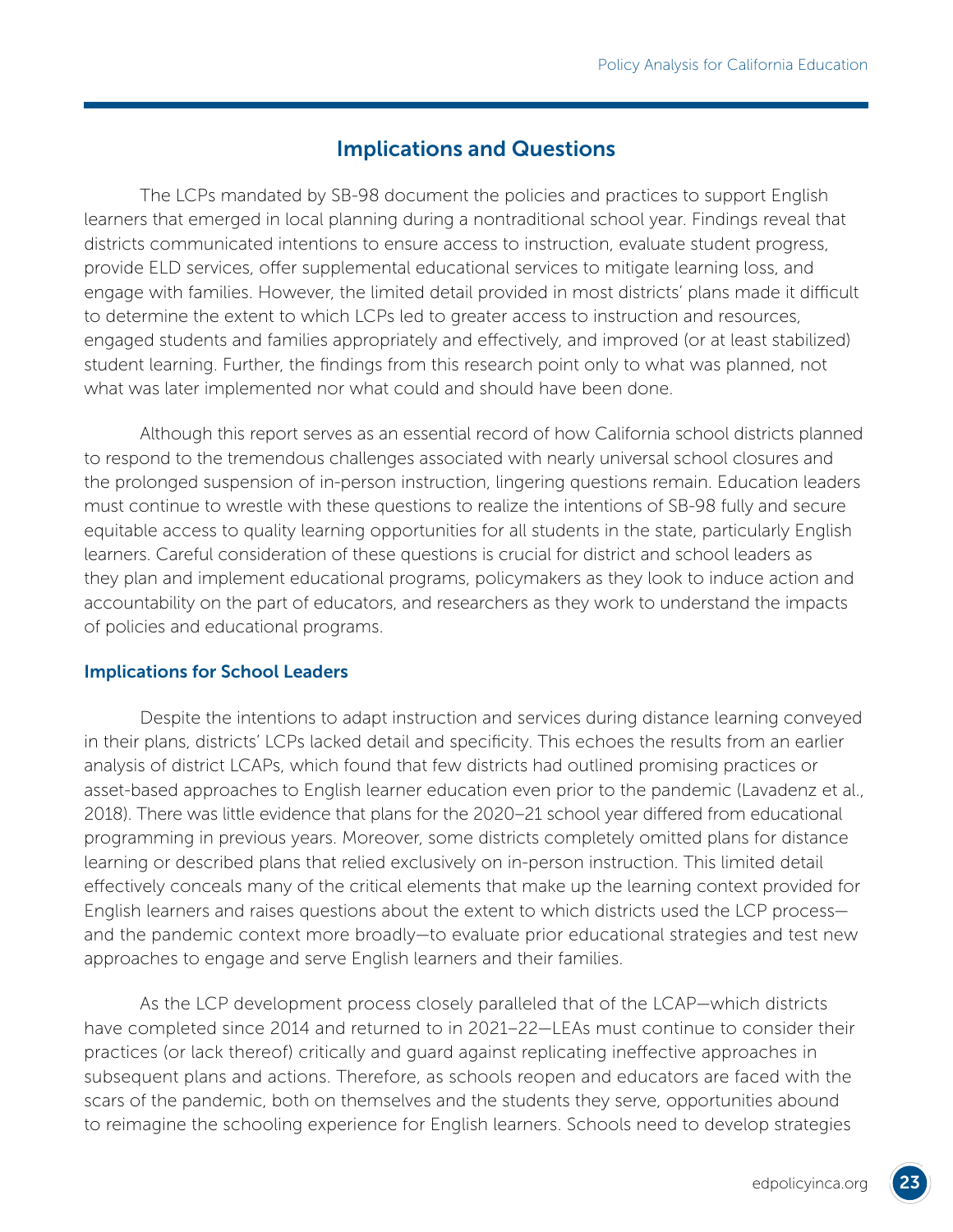## Implications and Questions

The LCPs mandated by SB-98 document the policies and practices to support English learners that emerged in local planning during a nontraditional school year. Findings reveal that districts communicated intentions to ensure access to instruction, evaluate student progress, provide ELD services, offer supplemental educational services to mitigate learning loss, and engage with families. However, the limited detail provided in most districts' plans made it difficult to determine the extent to which LCPs led to greater access to instruction and resources, engaged students and families appropriately and effectively, and improved (or at least stabilized) student learning. Further, the findings from this research point only to what was planned, not what was later implemented nor what could and should have been done.

Although this report serves as an essential record of how California school districts planned to respond to the tremendous challenges associated with nearly universal school closures and the prolonged suspension of in-person instruction, lingering questions remain. Education leaders must continue to wrestle with these questions to realize the intentions of SB-98 fully and secure equitable access to quality learning opportunities for all students in the state, particularly English learners. Careful consideration of these questions is crucial for district and school leaders as they plan and implement educational programs, policymakers as they look to induce action and accountability on the part of educators, and researchers as they work to understand the impacts of policies and educational programs.

### Implications for School Leaders

Despite the intentions to adapt instruction and services during distance learning conveyed in their plans, districts' LCPs lacked detail and specificity. This echoes the results from an earlier analysis of district LCAPs, which found that few districts had outlined promising practices or asset-based approaches to English learner education even prior to the pandemic (Lavadenz et al., 2018). There was little evidence that plans for the 2020–21 school year differed from educational programming in previous years. Moreover, some districts completely omitted plans for distance learning or described plans that relied exclusively on in-person instruction. This limited detail effectively conceals many of the critical elements that make up the learning context provided for English learners and raises questions about the extent to which districts used the LCP process—and the pandemic context more broadly—to evaluate prior educational strategies and test new approaches to engage and serve English learners and their families.

As the LCP development process closely paralleled that of the LCAP—which districts have completed since 2014 and returned to in 2021–22—LEAs must continue to consider their practices (or lack thereof) critically and guard against replicating ineffective approaches in subsequent plans and actions. Therefore, as schools reopen and educators are faced with the scars of the pandemic, both on themselves and the students they serve, opportunities abound to reimagine the schooling experience for English learners. Schools need to develop strategies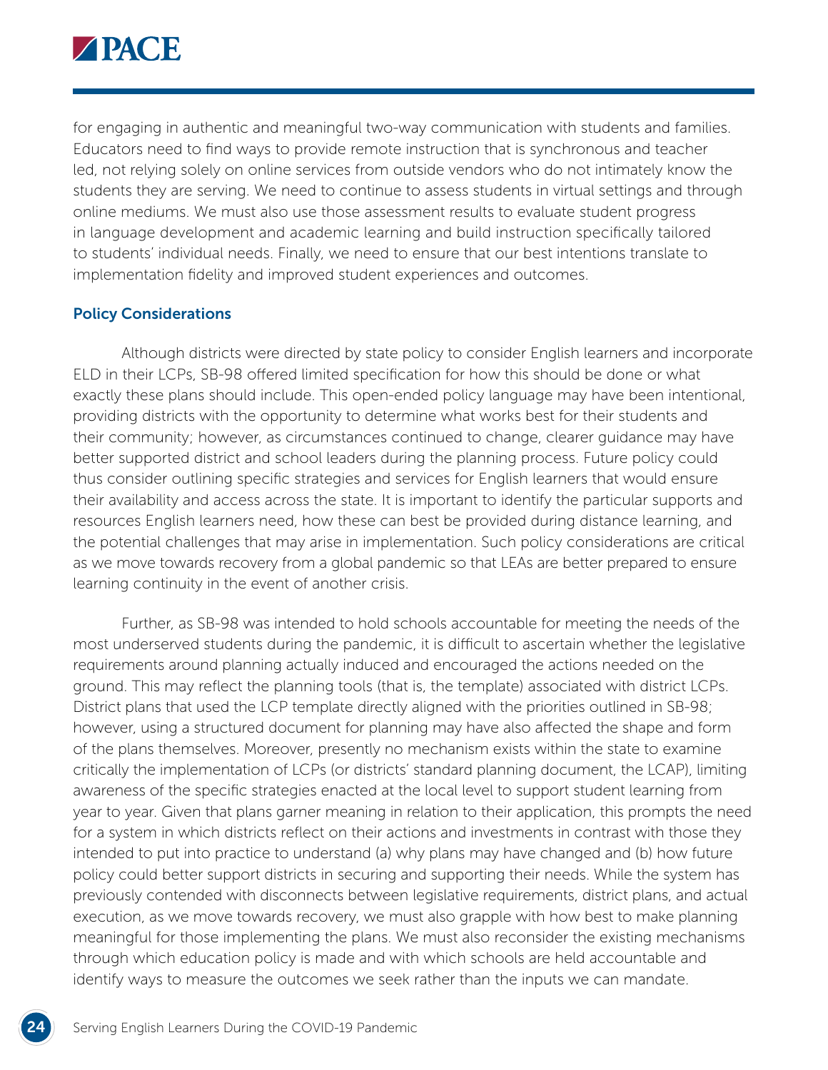for engaging in authentic and meaningful two-way communication with students and families. Educators need to find ways to provide remote instruction that is synchronous and teacher led, not relying solely on online services from outside vendors who do not intimately know the students they are serving. We need to continue to assess students in virtual settings and through online mediums. We must also use those assessment results to evaluate student progress in language development and academic learning and build instruction specifically tailored to students' individual needs. Finally, we need to ensure that our best intentions translate to implementation fidelity and improved student experiences and outcomes.

### Policy Considerations

Although districts were directed by state policy to consider English learners and incorporate ELD in their LCPs, SB-98 offered limited specification for how this should be done or what exactly these plans should include. This open-ended policy language may have been intentional, providing districts with the opportunity to determine what works best for their students and their community; however, as circumstances continued to change, clearer guidance may have better supported district and school leaders during the planning process. Future policy could thus consider outlining specific strategies and services for English learners that would ensure their availability and access across the state. It is important to identify the particular supports and resources English learners need, how these can best be provided during distance learning, and the potential challenges that may arise in implementation. Such policy considerations are critical as we move towards recovery from a global pandemic so that LEAs are better prepared to ensure learning continuity in the event of another crisis.

Further, as SB-98 was intended to hold schools accountable for meeting the needs of the most underserved students during the pandemic, it is difficult to ascertain whether the legislative requirements around planning actually induced and encouraged the actions needed on the ground. This may reflect the planning tools (that is, the template) associated with district LCPs. District plans that used the LCP template directly aligned with the priorities outlined in SB-98; however, using a structured document for planning may have also affected the shape and form of the plans themselves. Moreover, presently no mechanism exists within the state to examine critically the implementation of LCPs (or districts' standard planning document, the LCAP), limiting awareness of the specific strategies enacted at the local level to support student learning from year to year. Given that plans garner meaning in relation to their application, this prompts the need for a system in which districts reflect on their actions and investments in contrast with those they intended to put into practice to understand (a) why plans may have changed and (b) how future policy could better support districts in securing and supporting their needs. While the system has previously contended with disconnects between legislative requirements, district plans, and actual execution, as we move towards recovery, we must also grapple with how best to make planning meaningful for those implementing the plans. We must also reconsider the existing mechanisms through which education policy is made and with which schools are held accountable and identify ways to measure the outcomes we seek rather than the inputs we can mandate.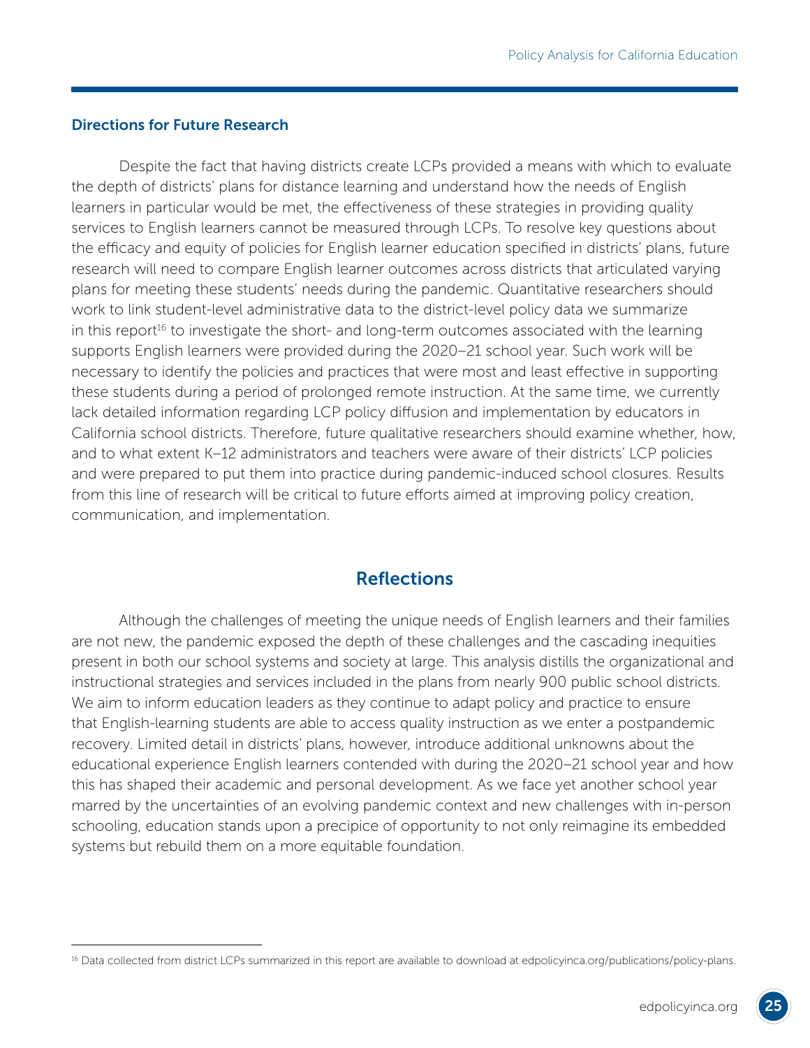### Directions for Future Research

Despite the fact that having districts create LCPs provided a means with which to evaluate the depth of districts' plans for distance learning and understand how the needs of English learners in particular would be met, the effectiveness of these strategies in providing quality services to English learners cannot be measured through LCPs. To resolve key questions about the efficacy and equity of policies for English learner education specified in districts' plans, future research will need to compare English learner outcomes across districts that articulated varying plans for meeting these students' needs during the pandemic. Quantitative researchers should work to link student-level administrative data to the district-level policy data we summarize in this report[16] to investigate the short- and long-term outcomes associated with the learning supports English learners were provided during the 2020–21 school year. Such work will be necessary to identify the policies and practices that were most and least effective in supporting these students during a period of prolonged remote instruction. At the same time, we currently lack detailed information regarding LCP policy diffusion and implementation by educators in California school districts. Therefore, future qualitative researchers should examine whether, how, and to what extent K–12 administrators and teachers were aware of their districts' LCP policies and were prepared to put them into practice during pandemic-induced school closures. Results from this line of research will be critical to future efforts aimed at improving policy creation, communication, and implementation.

## Reflections

Although the challenges of meeting the unique needs of English learners and their families are not new, the pandemic exposed the depth of these challenges and the cascading inequities present in both our school systems and society at large. This analysis distills the organizational and instructional strategies and services included in the plans from nearly 900 public school districts. We aim to inform education leaders as they continue to adapt policy and practice to ensure that English-learning students are able to access quality instruction as we enter a postpandemic recovery. Limited detail in districts' plans, however, introduce additional unknowns about the educational experience English learners contended with during the 2020–21 school year and how this has shaped their academic and personal development. As we face yet another school year marred by the uncertainties of an evolving pandemic context and new challenges with in-person schooling, education stands upon a precipice of opportunity to not only reimagine its embedded systems but rebuild them on a more equitable foundation.

---

[16] Data collected from district LCPs summarized in this report are available to download at edpolicyinca.org/publications/policy-plans.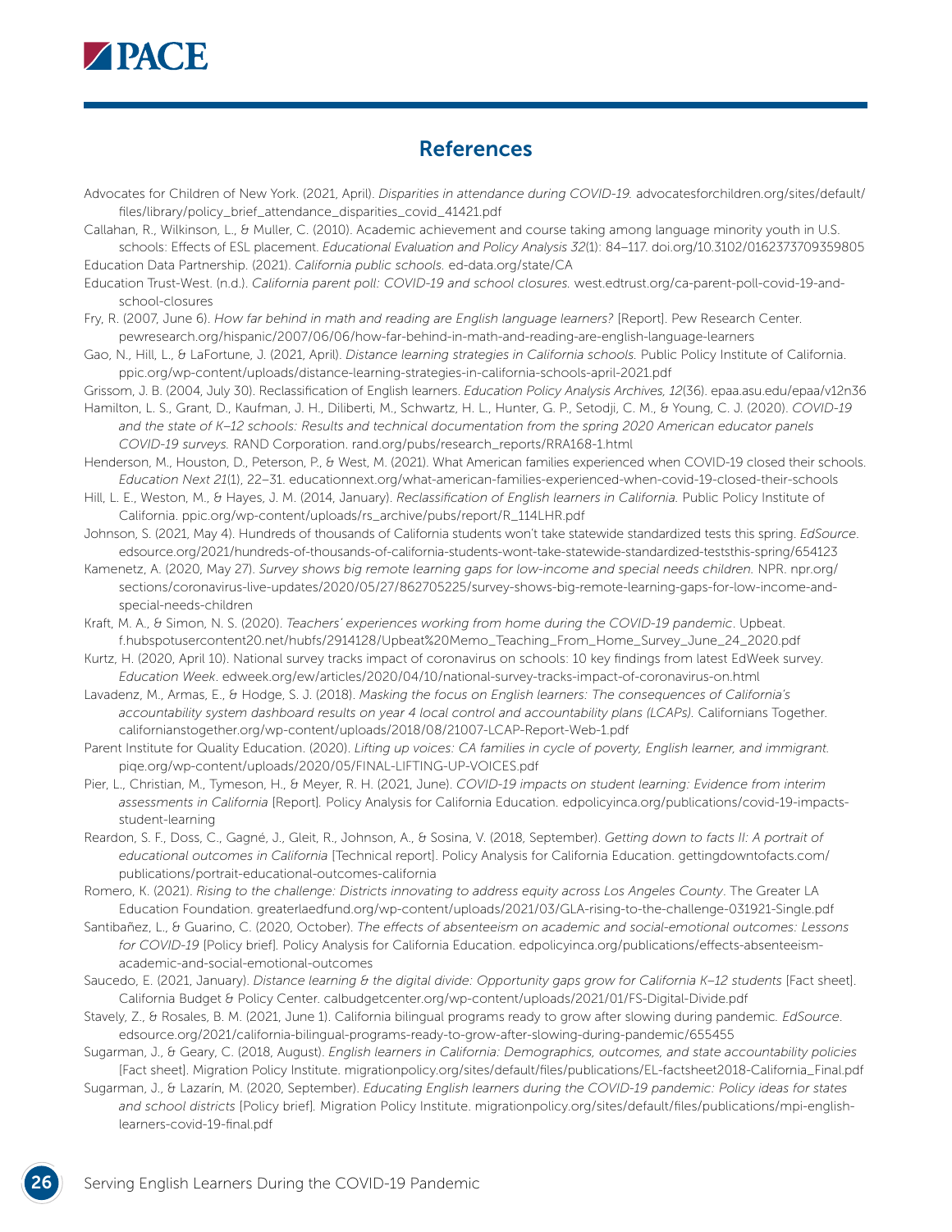## References

Advocates for Children of New York. (2021, April). *Disparities in attendance during COVID-19.* advocatesforchildren.org/sites/default/files/library/policy_brief_attendance_disparities_covid_41421.pdf

Callahan, R., Wilkinson, L., & Muller, C. (2010). Academic achievement and course taking among language minority youth in U.S. schools: Effects of ESL placement. *Educational Evaluation and Policy Analysis 32*(1): 84–117. doi.org/10.3102/0162373709359805

Education Data Partnership. (2021). *California public schools.* ed-data.org/state/CA

Education Trust-West. (n.d.). *California parent poll: COVID-19 and school closures.* west.edtrust.org/ca-parent-poll-covid-19-and-school-closures

Fry, R. (2007, June 6). *How far behind in math and reading are English language learners?* [Report]. Pew Research Center. pewresearch.org/hispanic/2007/06/06/how-far-behind-in-math-and-reading-are-english-language-learners

Gao, N., Hill, L., & LaFortune, J. (2021, April). *Distance learning strategies in California schools.* Public Policy Institute of California. ppic.org/wp-content/uploads/distance-learning-strategies-in-california-schools-april-2021.pdf

Grissom, J. B. (2004, July 30). Reclassification of English learners. *Education Policy Analysis Archives, 12*(36). epaa.asu.edu/epaa/v12n36

Hamilton, L. S., Grant, D., Kaufman, J. H., Diliberti, M., Schwartz, H. L., Hunter, G. P., Setodji, C. M., & Young, C. J. (2020). *COVID-19 and the state of K–12 schools: Results and technical documentation from the spring 2020 American educator panels COVID-19 surveys.* RAND Corporation. rand.org/pubs/research_reports/RRA168-1.html

Henderson, M., Houston, D., Peterson, P., & West, M. (2021). What American families experienced when COVID-19 closed their schools. *Education Next 21*(1), 22–31. educationnext.org/what-american-families-experienced-when-covid-19-closed-their-schools

Hill, L. E., Weston, M., & Hayes, J. M. (2014, January). *Reclassification of English learners in California.* Public Policy Institute of California. ppic.org/wp-content/uploads/rs_archive/pubs/report/R_114LHR.pdf

Johnson, S. (2021, May 4). Hundreds of thousands of California students won't take statewide standardized tests this spring. *EdSource*. edsource.org/2021/hundreds-of-thousands-of-california-students-wont-take-statewide-standardized-teststhis-spring/654123

Kamenetz, A. (2020, May 27). *Survey shows big remote learning gaps for low-income and special needs children.* NPR. npr.org/sections/coronavirus-live-updates/2020/05/27/862705225/survey-shows-big-remote-learning-gaps-for-low-income-and-special-needs-children

Kraft, M. A., & Simon, N. S. (2020). *Teachers' experiences working from home during the COVID-19 pandemic*. Upbeat. f.hubspotusercontent20.net/hubfs/2914128/Upbeat%20Memo_Teaching_From_Home_Survey_June_24_2020.pdf

Kurtz, H. (2020, April 10). National survey tracks impact of coronavirus on schools: 10 key findings from latest EdWeek survey. *Education Week*. edweek.org/ew/articles/2020/04/10/national-survey-tracks-impact-of-coronavirus-on.html

Lavadenz, M., Armas, E., & Hodge, S. J. (2018). *Masking the focus on English learners: The consequences of California's accountability system dashboard results on year 4 local control and accountability plans (LCAPs).* Californians Together. californianstogether.org/wp-content/uploads/2018/08/21007-LCAP-Report-Web-1.pdf

Parent Institute for Quality Education. (2020). *Lifting up voices: CA families in cycle of poverty, English learner, and immigrant.* piqe.org/wp-content/uploads/2020/05/FINAL-LIFTING-UP-VOICES.pdf

Pier, L., Christian, M., Tymeson, H., & Meyer, R. H. (2021, June). *COVID-19 impacts on student learning: Evidence from interim assessments in California* [Report]. Policy Analysis for California Education. edpolicyinca.org/publications/covid-19-impacts-student-learning

Reardon, S. F., Doss, C., Gagné, J., Gleit, R., Johnson, A., & Sosina, V. (2018, September). *Getting down to facts II: A portrait of educational outcomes in California* [Technical report]. Policy Analysis for California Education. gettingdowntofacts.com/publications/portrait-educational-outcomes-california

Romero, K. (2021). *Rising to the challenge: Districts innovating to address equity across Los Angeles County*. The Greater LA Education Foundation. greaterlaedfund.org/wp-content/uploads/2021/03/GLA-rising-to-the-challenge-031921-Single.pdf

Santibañez, L., & Guarino, C. (2020, October). *The effects of absenteeism on academic and social-emotional outcomes: Lessons for COVID-19* [Policy brief]. Policy Analysis for California Education. edpolicyinca.org/publications/effects-absenteeism-academic-and-social-emotional-outcomes

Saucedo, E. (2021, January). *Distance learning & the digital divide: Opportunity gaps grow for California K–12 students* [Fact sheet]. California Budget & Policy Center. calbudgetcenter.org/wp-content/uploads/2021/01/FS-Digital-Divide.pdf

Stavely, Z., & Rosales, B. M. (2021, June 1). California bilingual programs ready to grow after slowing during pandemic. *EdSource*. edsource.org/2021/california-bilingual-programs-ready-to-grow-after-slowing-during-pandemic/655455

Sugarman, J., & Geary, C. (2018, August). *English learners in California: Demographics, outcomes, and state accountability policies* [Fact sheet]. Migration Policy Institute. migrationpolicy.org/sites/default/files/publications/EL-factsheet2018-California_Final.pdf

Sugarman, J., & Lazarín, M. (2020, September). *Educating English learners during the COVID-19 pandemic: Policy ideas for states and school districts* [Policy brief]. Migration Policy Institute. migrationpolicy.org/sites/default/files/publications/mpi-english-learners-covid-19-final.pdf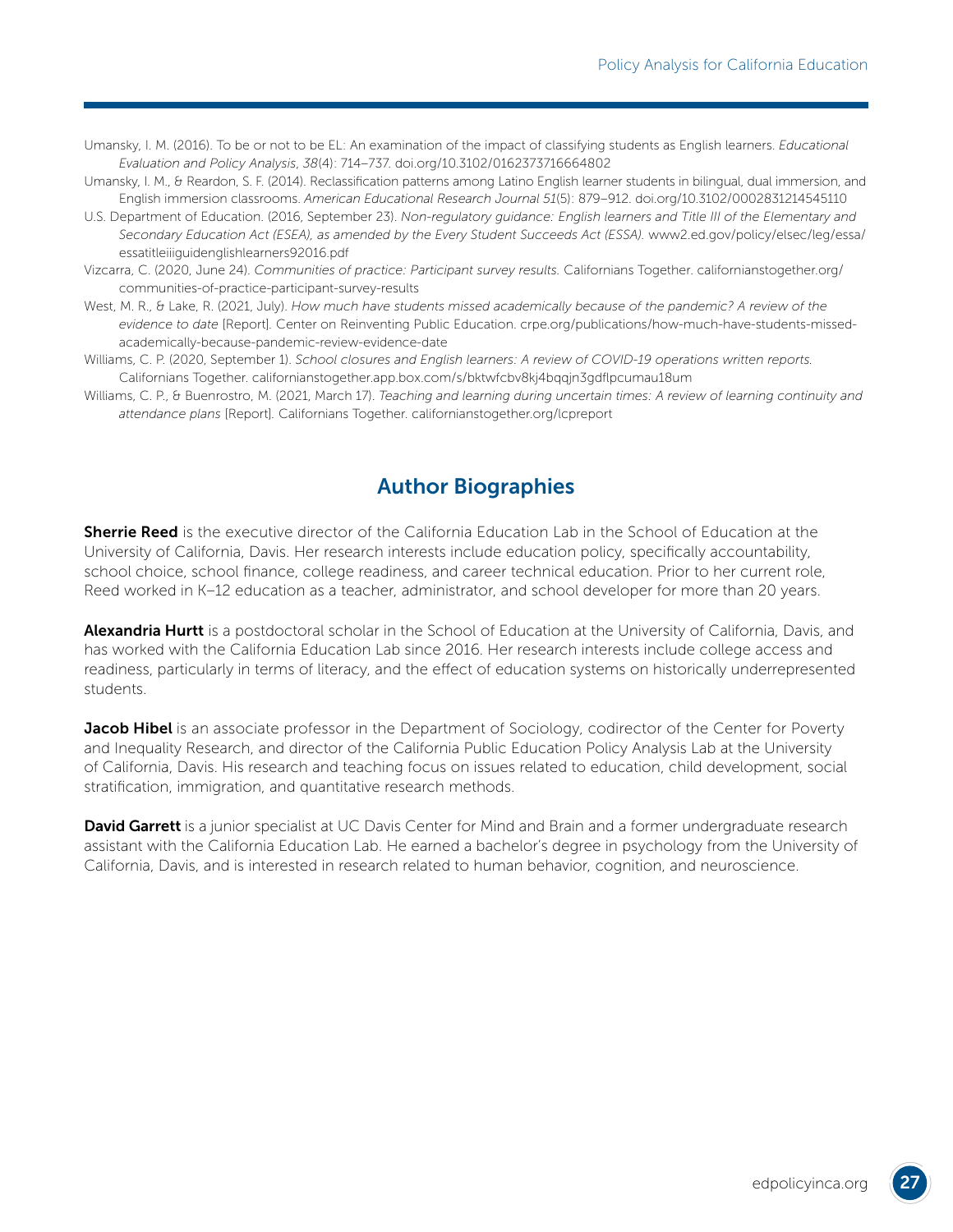Umansky, I. M. (2016). To be or not to be EL: An examination of the impact of classifying students as English learners. *Educational Evaluation and Policy Analysis*, *38*(4): 714–737. doi.org/10.3102/0162373716664802

Umansky, I. M., & Reardon, S. F. (2014). Reclassification patterns among Latino English learner students in bilingual, dual immersion, and English immersion classrooms. *American Educational Research Journal 51*(5): 879–912. doi.org/10.3102/0002831214545110

U.S. Department of Education. (2016, September 23). *Non-regulatory guidance: English learners and Title III of the Elementary and Secondary Education Act (ESEA), as amended by the Every Student Succeeds Act (ESSA).* www2.ed.gov/policy/elsec/leg/essa/essatitleiiiguidenglishlearners92016.pdf

Vizcarra, C. (2020, June 24). *Communities of practice: Participant survey results.* Californians Together. californianstogether.org/communities-of-practice-participant-survey-results

West, M. R., & Lake, R. (2021, July). *How much have students missed academically because of the pandemic? A review of the evidence to date* [Report]. Center on Reinventing Public Education. crpe.org/publications/how-much-have-students-missed-academically-because-pandemic-review-evidence-date

Williams, C. P. (2020, September 1). *School closures and English learners: A review of COVID-19 operations written reports.* Californians Together. californianstogether.app.box.com/s/bktwfcbv8kj4bqqjn3gdflpcumau18um

Williams, C. P., & Buenrostro, M. (2021, March 17). *Teaching and learning during uncertain times: A review of learning continuity and attendance plans* [Report]. Californians Together. californianstogether.org/lcpreport

## Author Biographies

**Sherrie Reed** is the executive director of the California Education Lab in the School of Education at the University of California, Davis. Her research interests include education policy, specifically accountability, school choice, school finance, college readiness, and career technical education. Prior to her current role, Reed worked in K–12 education as a teacher, administrator, and school developer for more than 20 years.

**Alexandria Hurtt** is a postdoctoral scholar in the School of Education at the University of California, Davis, and has worked with the California Education Lab since 2016. Her research interests include college access and readiness, particularly in terms of literacy, and the effect of education systems on historically underrepresented students.

**Jacob Hibel** is an associate professor in the Department of Sociology, codirector of the Center for Poverty and Inequality Research, and director of the California Public Education Policy Analysis Lab at the University of California, Davis. His research and teaching focus on issues related to education, child development, social stratification, immigration, and quantitative research methods.

**David Garrett** is a junior specialist at UC Davis Center for Mind and Brain and a former undergraduate research assistant with the California Education Lab. He earned a bachelor's degree in psychology from the University of California, Davis, and is interested in research related to human behavior, cognition, and neuroscience.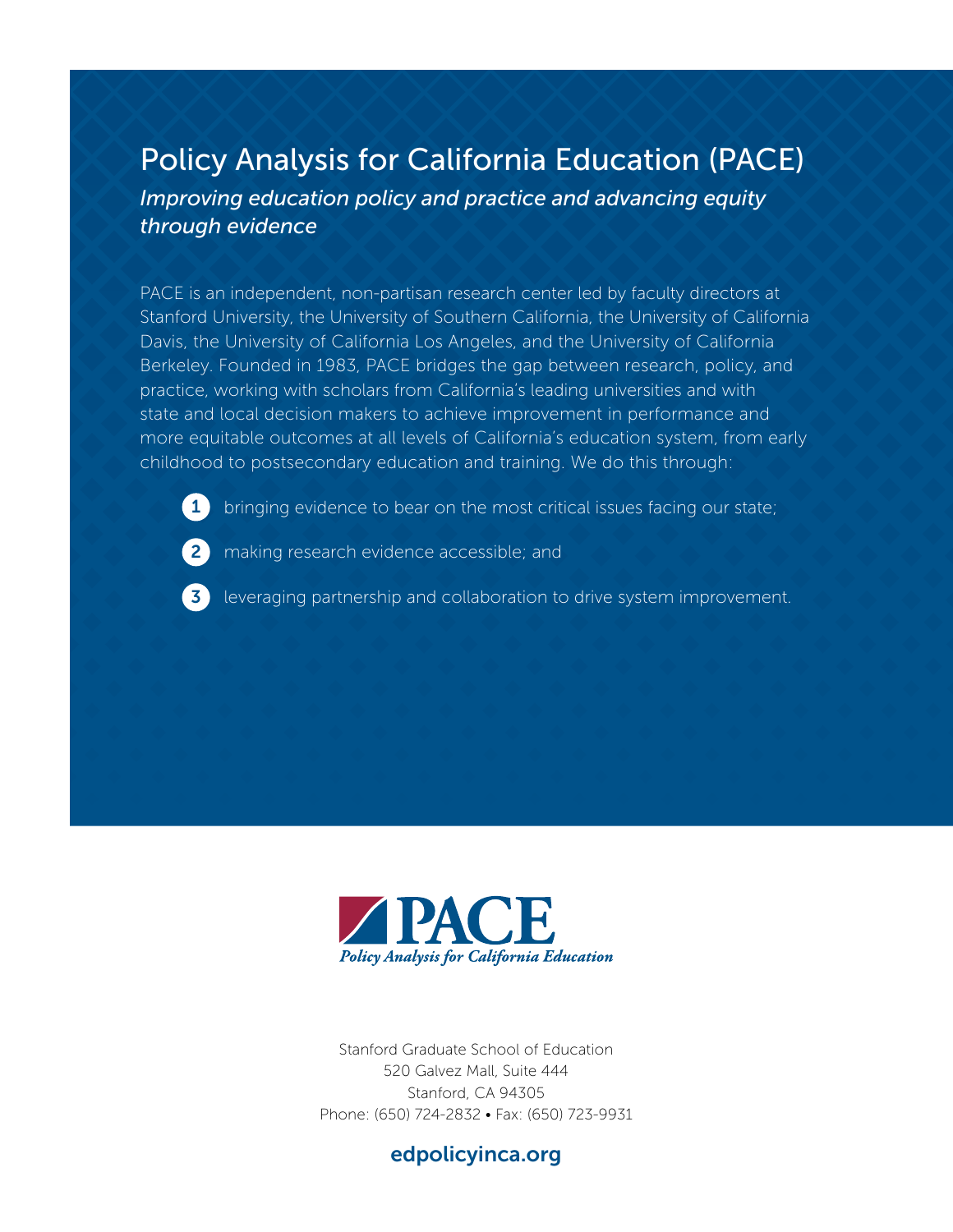# Policy Analysis for California Education (PACE)

*Improving education policy and practice and advancing equity through evidence*

PACE is an independent, non-partisan research center led by faculty directors at Stanford University, the University of Southern California, the University of California Davis, the University of California Los Angeles, and the University of California Berkeley. Founded in 1983, PACE bridges the gap between research, policy, and practice, working with scholars from California's leading universities and with state and local decision makers to achieve improvement in performance and more equitable outcomes at all levels of California's education system, from early childhood to postsecondary education and training. We do this through:

1. bringing evidence to bear on the most critical issues facing our state;
2. making research evidence accessible; and
3. leveraging partnership and collaboration to drive system improvement.

PACE
Policy Analysis for California Education

Stanford Graduate School of Education
520 Galvez Mall, Suite 444
Stanford, CA 94305
Phone: (650) 724-2832 • Fax: (650) 723-9931

edpolicyinca.org